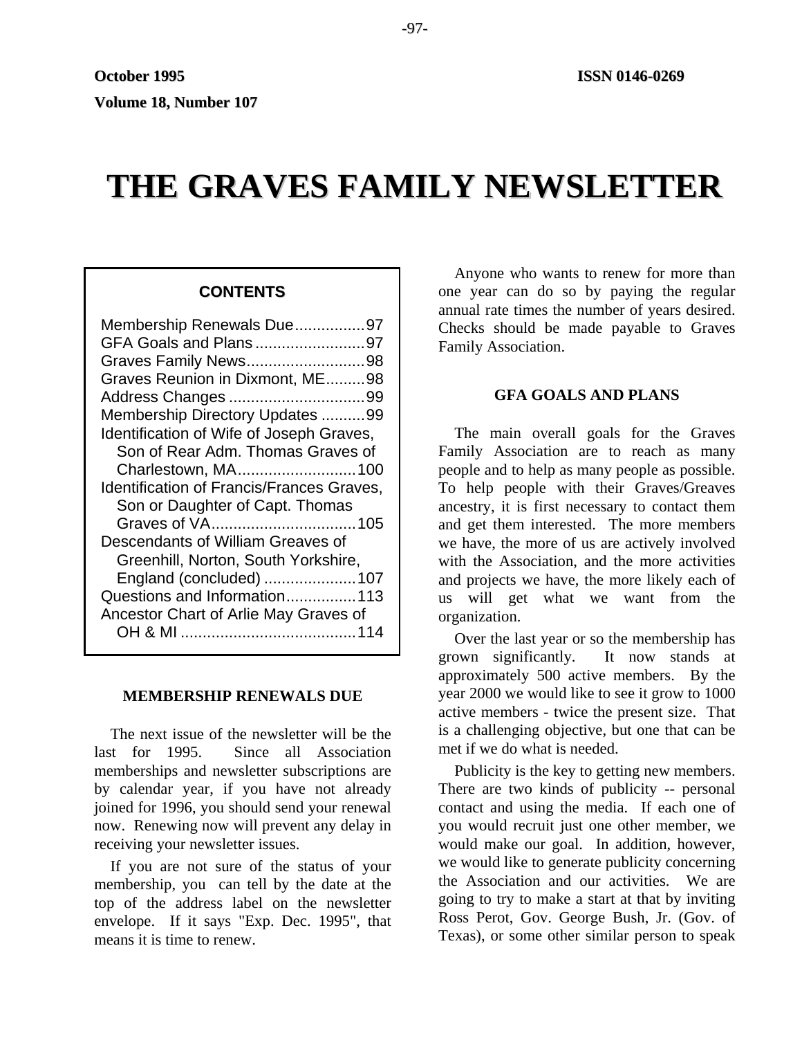October 1995 ISSN 0146-0269

Volume 18, Number 107

# THE GRAVES FAMILY NEWSLETTER

## CONTENTS

Membership Renewals Due................97
GFA Goals and Plans.........................97
Graves Family News...........................98
Graves Reunion in Dixmont, ME.........98
Address Changes ...............................99
Membership Directory Updates ..........99
Identification of Wife of Joseph Graves, Son of Rear Adm. Thomas Graves of Charlestown, MA...........................100
Identification of Francis/Frances Graves, Son or Daughter of Capt. Thomas Graves of VA.................................105
Descendants of William Greaves of Greenhill, Norton, South Yorkshire, England (concluded) .....................107
Questions and Information................113
Ancestor Chart of Arlie May Graves of OH & MI ........................................114

### MEMBERSHIP RENEWALS DUE

The next issue of the newsletter will be the last for 1995. Since all Association memberships and newsletter subscriptions are by calendar year, if you have not already joined for 1996, you should send your renewal now. Renewing now will prevent any delay in receiving your newsletter issues.

If you are not sure of the status of your membership, you can tell by the date at the top of the address label on the newsletter envelope. If it says "Exp. Dec. 1995", that means it is time to renew.

Anyone who wants to renew for more than one year can do so by paying the regular annual rate times the number of years desired. Checks should be made payable to Graves Family Association.

### GFA GOALS AND PLANS

The main overall goals for the Graves Family Association are to reach as many people and to help as many people as possible. To help people with their Graves/Greaves ancestry, it is first necessary to contact them and get them interested. The more members we have, the more of us are actively involved with the Association, and the more activities and projects we have, the more likely each of us will get what we want from the organization.

Over the last year or so the membership has grown significantly. It now stands at approximately 500 active members. By the year 2000 we would like to see it grow to 1000 active members - twice the present size. That is a challenging objective, but one that can be met if we do what is needed.

Publicity is the key to getting new members. There are two kinds of publicity -- personal contact and using the media. If each one of you would recruit just one other member, we would make our goal. In addition, however, we would like to generate publicity concerning the Association and our activities. We are going to try to make a start at that by inviting Ross Perot, Gov. George Bush, Jr. (Gov. of Texas), or some other similar person to speak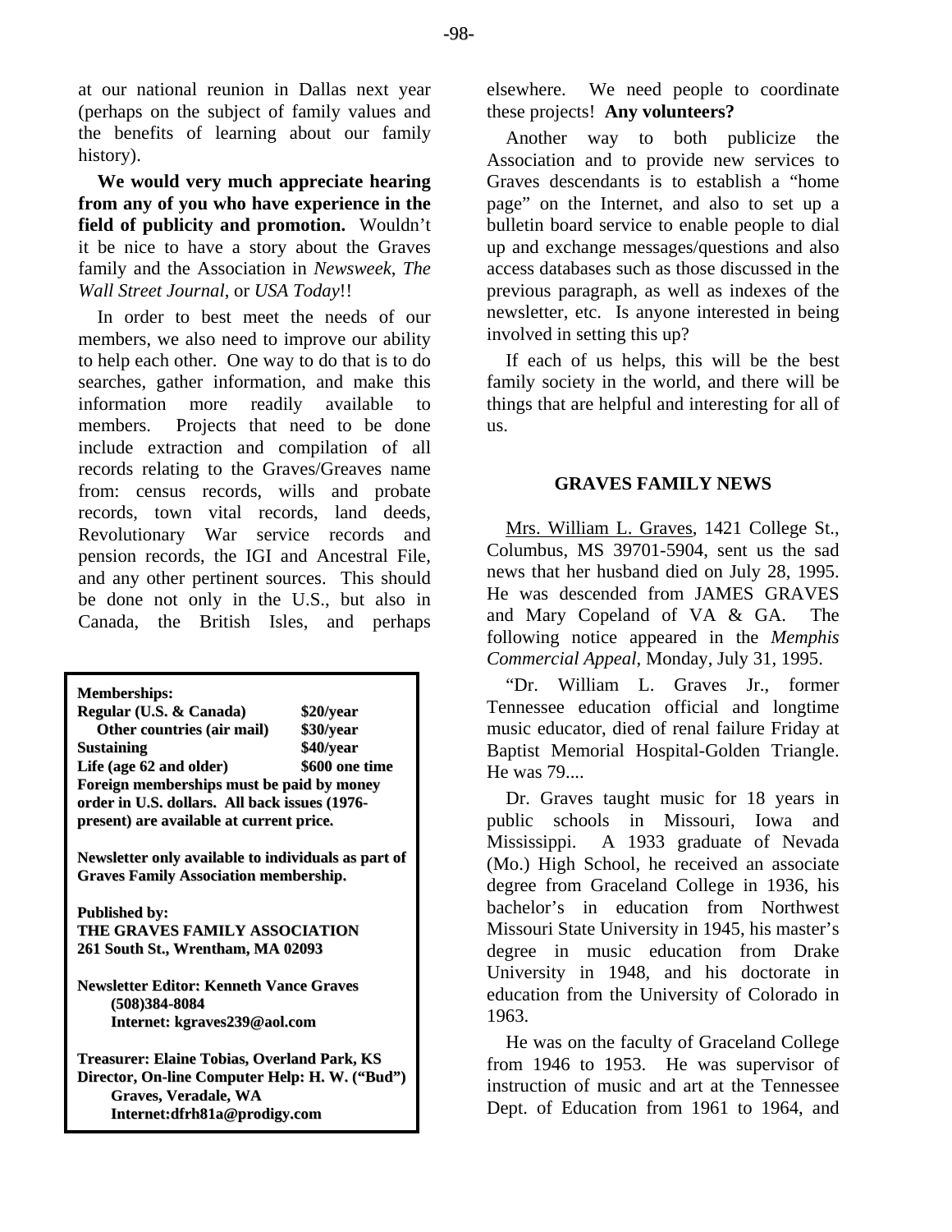at our national reunion in Dallas next year (perhaps on the subject of family values and the benefits of learning about our family history).

**We would very much appreciate hearing from any of you who have experience in the field of publicity and promotion.** Wouldn't it be nice to have a story about the Graves family and the Association in *Newsweek*, *The Wall Street Journal*, or *USA Today*!!

In order to best meet the needs of our members, we also need to improve our ability to help each other. One way to do that is to do searches, gather information, and make this information more readily available to members. Projects that need to be done include extraction and compilation of all records relating to the Graves/Greaves name from: census records, wills and probate records, town vital records, land deeds, Revolutionary War service records and pension records, the IGI and Ancestral File, and any other pertinent sources. This should be done not only in the U.S., but also in Canada, the British Isles, and perhaps elsewhere. We need people to coordinate these projects! **Any volunteers?**

Another way to both publicize the Association and to provide new services to Graves descendants is to establish a "home page" on the Internet, and also to set up a bulletin board service to enable people to dial up and exchange messages/questions and also access databases such as those discussed in the previous paragraph, as well as indexes of the newsletter, etc. Is anyone interested in being involved in setting this up?

If each of us helps, this will be the best family society in the world, and there will be things that are helpful and interesting for all of us.

**Memberships:**

| | |
|---|---|
| **Regular (U.S. & Canada)** | **$20/year** |
| **Other countries (air mail)** | **$30/year** |
| **Sustaining** | **$40/year** |
| **Life (age 62 and older)** | **$600 one time** |

**Foreign memberships must be paid by money order in U.S. dollars. All back issues (1976-present) are available at current price.**

**Newsletter only available to individuals as part of Graves Family Association membership.**

**Published by:**
**THE GRAVES FAMILY ASSOCIATION**
**261 South St., Wrentham, MA 02093**

**Newsletter Editor: Kenneth Vance Graves**
**(508)384-8084**
**Internet: kgraves239@aol.com**

**Treasurer: Elaine Tobias, Overland Park, KS**
**Director, On-line Computer Help: H. W. ("Bud") Graves, Veradale, WA**
**Internet:dfrh81a@prodigy.com**

## GRAVES FAMILY NEWS

Mrs. William L. Graves, 1421 College St., Columbus, MS 39701-5904, sent us the sad news that her husband died on July 28, 1995. He was descended from JAMES GRAVES and Mary Copeland of VA & GA. The following notice appeared in the *Memphis Commercial Appeal*, Monday, July 31, 1995.

"Dr. William L. Graves Jr., former Tennessee education official and longtime music educator, died of renal failure Friday at Baptist Memorial Hospital-Golden Triangle. He was 79....

Dr. Graves taught music for 18 years in public schools in Missouri, Iowa and Mississippi. A 1933 graduate of Nevada (Mo.) High School, he received an associate degree from Graceland College in 1936, his bachelor's in education from Northwest Missouri State University in 1945, his master's degree in music education from Drake University in 1948, and his doctorate in education from the University of Colorado in 1963.

He was on the faculty of Graceland College from 1946 to 1953. He was supervisor of instruction of music and art at the Tennessee Dept. of Education from 1961 to 1964, and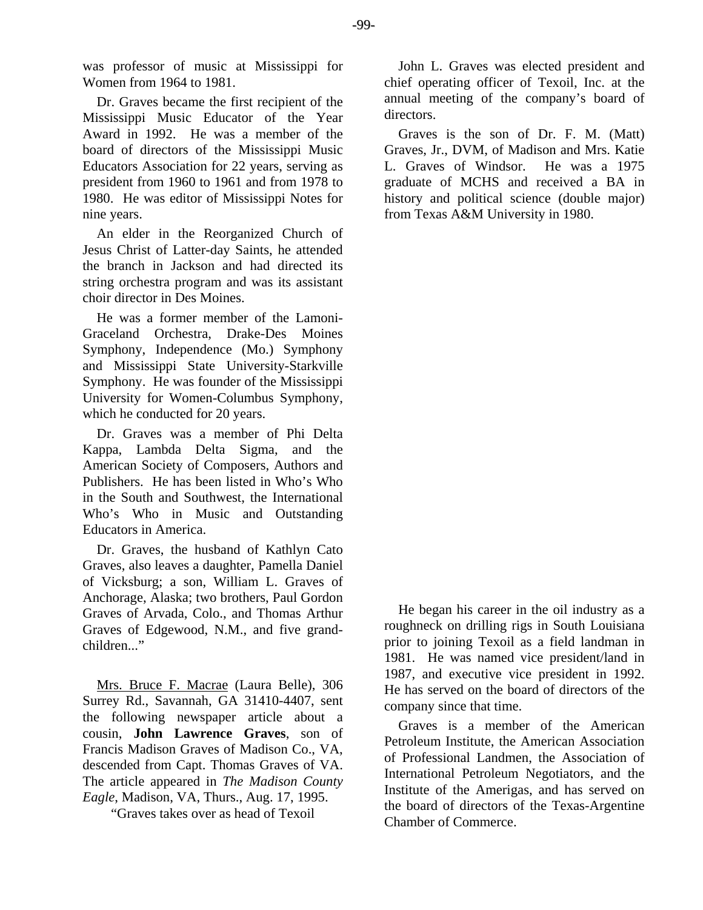was professor of music at Mississippi for Women from 1964 to 1981.

Dr. Graves became the first recipient of the Mississippi Music Educator of the Year Award in 1992. He was a member of the board of directors of the Mississippi Music Educators Association for 22 years, serving as president from 1960 to 1961 and from 1978 to 1980. He was editor of Mississippi Notes for nine years.

An elder in the Reorganized Church of Jesus Christ of Latter-day Saints, he attended the branch in Jackson and had directed its string orchestra program and was its assistant choir director in Des Moines.

He was a former member of the Lamoni-Graceland Orchestra, Drake-Des Moines Symphony, Independence (Mo.) Symphony and Mississippi State University-Starkville Symphony. He was founder of the Mississippi University for Women-Columbus Symphony, which he conducted for 20 years.

Dr. Graves was a member of Phi Delta Kappa, Lambda Delta Sigma, and the American Society of Composers, Authors and Publishers. He has been listed in Who's Who in the South and Southwest, the International Who's Who in Music and Outstanding Educators in America.

Dr. Graves, the husband of Kathlyn Cato Graves, also leaves a daughter, Pamella Daniel of Vicksburg; a son, William L. Graves of Anchorage, Alaska; two brothers, Paul Gordon Graves of Arvada, Colo., and Thomas Arthur Graves of Edgewood, N.M., and five grand-children..."

Mrs. Bruce F. Macrae (Laura Belle), 306 Surrey Rd., Savannah, GA 31410-4407, sent the following newspaper article about a cousin, **John Lawrence Graves**, son of Francis Madison Graves of Madison Co., VA, descended from Capt. Thomas Graves of VA. The article appeared in *The Madison County Eagle*, Madison, VA, Thurs., Aug. 17, 1995.

"Graves takes over as head of Texoil

John L. Graves was elected president and chief operating officer of Texoil, Inc. at the annual meeting of the company's board of directors.

Graves is the son of Dr. F. M. (Matt) Graves, Jr., DVM, of Madison and Mrs. Katie L. Graves of Windsor. He was a 1975 graduate of MCHS and received a BA in history and political science (double major) from Texas A&M University in 1980.

He began his career in the oil industry as a roughneck on drilling rigs in South Louisiana prior to joining Texoil as a field landman in 1981. He was named vice president/land in 1987, and executive vice president in 1992. He has served on the board of directors of the company since that time.

Graves is a member of the American Petroleum Institute, the American Association of Professional Landmen, the Association of International Petroleum Negotiators, and the Institute of the Amerigas, and has served on the board of directors of the Texas-Argentine Chamber of Commerce.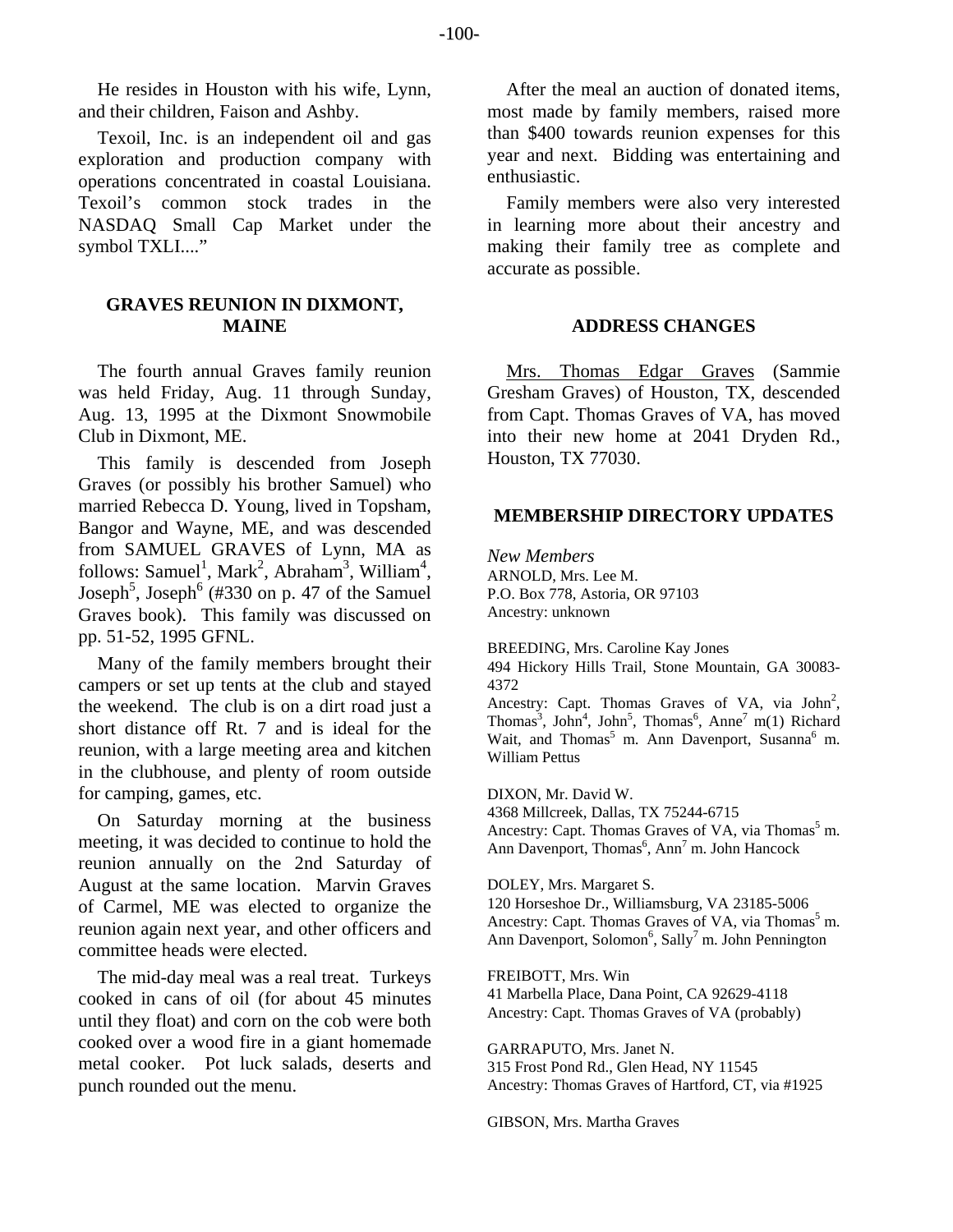He resides in Houston with his wife, Lynn, and their children, Faison and Ashby.

Texoil, Inc. is an independent oil and gas exploration and production company with operations concentrated in coastal Louisiana. Texoil's common stock trades in the NASDAQ Small Cap Market under the symbol TXLI...."

## GRAVES REUNION IN DIXMONT, MAINE

The fourth annual Graves family reunion was held Friday, Aug. 11 through Sunday, Aug. 13, 1995 at the Dixmont Snowmobile Club in Dixmont, ME.

This family is descended from Joseph Graves (or possibly his brother Samuel) who married Rebecca D. Young, lived in Topsham, Bangor and Wayne, ME, and was descended from SAMUEL GRAVES of Lynn, MA as follows: Samuel$^1$, Mark$^2$, Abraham$^3$, William$^4$, Joseph$^5$, Joseph$^6$ (#330 on p. 47 of the Samuel Graves book). This family was discussed on pp. 51-52, 1995 GFNL.

Many of the family members brought their campers or set up tents at the club and stayed the weekend. The club is on a dirt road just a short distance off Rt. 7 and is ideal for the reunion, with a large meeting area and kitchen in the clubhouse, and plenty of room outside for camping, games, etc.

On Saturday morning at the business meeting, it was decided to continue to hold the reunion annually on the 2nd Saturday of August at the same location. Marvin Graves of Carmel, ME was elected to organize the reunion again next year, and other officers and committee heads were elected.

The mid-day meal was a real treat. Turkeys cooked in cans of oil (for about 45 minutes until they float) and corn on the cob were both cooked over a wood fire in a giant homemade metal cooker. Pot luck salads, deserts and punch rounded out the menu.

After the meal an auction of donated items, most made by family members, raised more than $400 towards reunion expenses for this year and next. Bidding was entertaining and enthusiastic.

Family members were also very interested in learning more about their ancestry and making their family tree as complete and accurate as possible.

## ADDRESS CHANGES

Mrs. Thomas Edgar Graves (Sammie Gresham Graves) of Houston, TX, descended from Capt. Thomas Graves of VA, has moved into their new home at 2041 Dryden Rd., Houston, TX 77030.

## MEMBERSHIP DIRECTORY UPDATES

*New Members*

ARNOLD, Mrs. Lee M.
P.O. Box 778, Astoria, OR 97103
Ancestry: unknown

BREEDING, Mrs. Caroline Kay Jones
494 Hickory Hills Trail, Stone Mountain, GA 30083-4372
Ancestry: Capt. Thomas Graves of VA, via John$^2$, Thomas$^3$, John$^4$, John$^5$, Thomas$^6$, Anne$^7$ m(1) Richard Wait, and Thomas$^5$ m. Ann Davenport, Susanna$^6$ m. William Pettus

DIXON, Mr. David W.
4368 Millcreek, Dallas, TX 75244-6715
Ancestry: Capt. Thomas Graves of VA, via Thomas$^5$ m. Ann Davenport, Thomas$^6$, Ann$^7$ m. John Hancock

DOLEY, Mrs. Margaret S.
120 Horseshoe Dr., Williamsburg, VA 23185-5006
Ancestry: Capt. Thomas Graves of VA, via Thomas$^5$ m. Ann Davenport, Solomon$^6$, Sally$^7$ m. John Pennington

FREIBOTT, Mrs. Win
41 Marbella Place, Dana Point, CA 92629-4118
Ancestry: Capt. Thomas Graves of VA (probably)

GARRAPUTO, Mrs. Janet N.
315 Frost Pond Rd., Glen Head, NY 11545
Ancestry: Thomas Graves of Hartford, CT, via #1925

GIBSON, Mrs. Martha Graves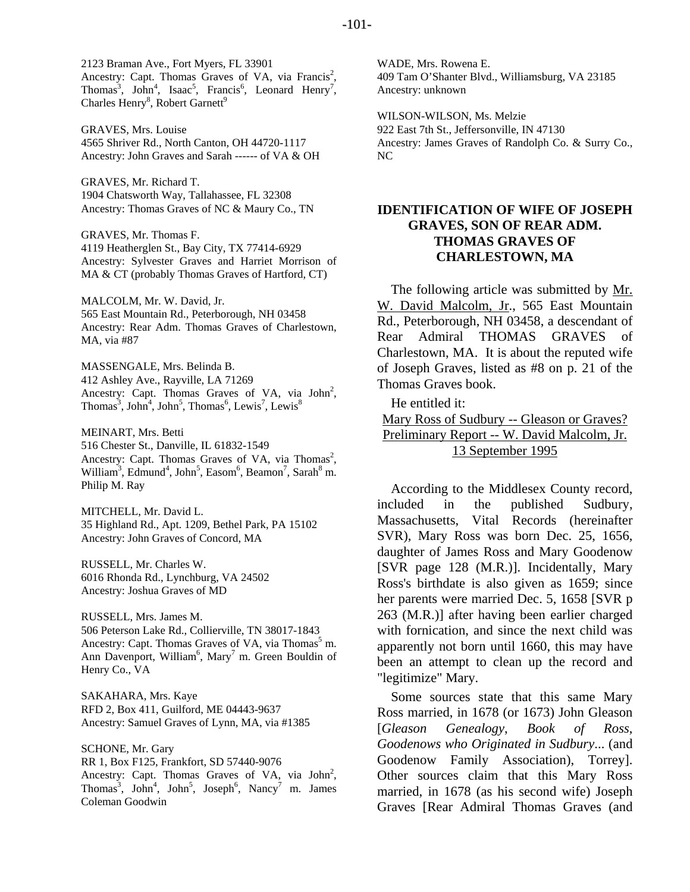2123 Braman Ave., Fort Myers, FL 33901
Ancestry: Capt. Thomas Graves of VA, via Francis[2], Thomas[3], John[4], Isaac[5], Francis[6], Leonard Henry[7], Charles Henry[8], Robert Garnett[9]

GRAVES, Mrs. Louise
4565 Shriver Rd., North Canton, OH 44720-1117
Ancestry: John Graves and Sarah ------ of VA & OH

GRAVES, Mr. Richard T.
1904 Chatsworth Way, Tallahassee, FL 32308
Ancestry: Thomas Graves of NC & Maury Co., TN

GRAVES, Mr. Thomas F.
4119 Heatherglen St., Bay City, TX 77414-6929
Ancestry: Sylvester Graves and Harriet Morrison of MA & CT (probably Thomas Graves of Hartford, CT)

MALCOLM, Mr. W. David, Jr.
565 East Mountain Rd., Peterborough, NH 03458
Ancestry: Rear Adm. Thomas Graves of Charlestown, MA, via #87

MASSENGALE, Mrs. Belinda B.
412 Ashley Ave., Rayville, LA 71269
Ancestry: Capt. Thomas Graves of VA, via John[2], Thomas[3], John[4], John[5], Thomas[6], Lewis[7], Lewis[8]

MEINART, Mrs. Betti
516 Chester St., Danville, IL 61832-1549
Ancestry: Capt. Thomas Graves of VA, via Thomas[2], William[3], Edmund[4], John[5], Easom[6], Beamon[7], Sarah[8] m. Philip M. Ray

MITCHELL, Mr. David L.
35 Highland Rd., Apt. 1209, Bethel Park, PA 15102
Ancestry: John Graves of Concord, MA

RUSSELL, Mr. Charles W.
6016 Rhonda Rd., Lynchburg, VA 24502
Ancestry: Joshua Graves of MD

RUSSELL, Mrs. James M.
506 Peterson Lake Rd., Collierville, TN 38017-1843
Ancestry: Capt. Thomas Graves of VA, via Thomas[5] m. Ann Davenport, William[6], Mary[7] m. Green Bouldin of Henry Co., VA

SAKAHARA, Mrs. Kaye
RFD 2, Box 411, Guilford, ME 04443-9637
Ancestry: Samuel Graves of Lynn, MA, via #1385

SCHONE, Mr. Gary
RR 1, Box F125, Frankfort, SD 57440-9076
Ancestry: Capt. Thomas Graves of VA, via John[2], Thomas[3], John[4], John[5], Joseph[6], Nancy[7] m. James Coleman Goodwin

WADE, Mrs. Rowena E.
409 Tam O'Shanter Blvd., Williamsburg, VA 23185
Ancestry: unknown

WILSON-WILSON, Ms. Melzie
922 East 7th St., Jeffersonville, IN 47130
Ancestry: James Graves of Randolph Co. & Surry Co., NC

## IDENTIFICATION OF WIFE OF JOSEPH GRAVES, SON OF REAR ADM. THOMAS GRAVES OF CHARLESTOWN, MA

The following article was submitted by Mr. W. David Malcolm, Jr., 565 East Mountain Rd., Peterborough, NH 03458, a descendant of Rear Admiral THOMAS GRAVES of Charlestown, MA. It is about the reputed wife of Joseph Graves, listed as #8 on p. 21 of the Thomas Graves book.

He entitled it:

Mary Ross of Sudbury -- Gleason or Graves?
Preliminary Report -- W. David Malcolm, Jr.
13 September 1995

According to the Middlesex County record, included in the published Sudbury, Massachusetts, Vital Records (hereinafter SVR), Mary Ross was born Dec. 25, 1656, daughter of James Ross and Mary Goodenow [SVR page 128 (M.R.)]. Incidentally, Mary Ross's birthdate is also given as 1659; since her parents were married Dec. 5, 1658 [SVR p 263 (M.R.)] after having been earlier charged with fornication, and since the next child was apparently not born until 1660, this may have been an attempt to clean up the record and "legitimize" Mary.

Some sources state that this same Mary Ross married, in 1678 (or 1673) John Gleason [*Gleason Genealogy*, *Book of Ross*, *Goodenows who Originated in Sudbury*... (and Goodenow Family Association), Torrey]. Other sources claim that this Mary Ross married, in 1678 (as his second wife) Joseph Graves [Rear Admiral Thomas Graves (and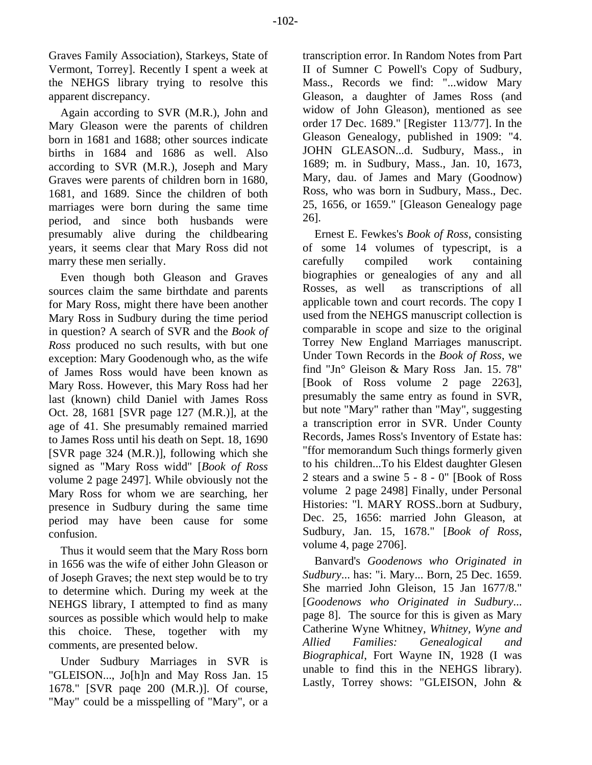Graves Family Association), Starkeys, State of Vermont, Torrey]. Recently I spent a week at the NEHGS library trying to resolve this apparent discrepancy.

Again according to SVR (M.R.), John and Mary Gleason were the parents of children born in 1681 and 1688; other sources indicate births in 1684 and 1686 as well. Also according to SVR (M.R.), Joseph and Mary Graves were parents of children born in 1680, 1681, and 1689. Since the children of both marriages were born during the same time period, and since both husbands were presumably alive during the childbearing years, it seems clear that Mary Ross did not marry these men serially.

Even though both Gleason and Graves sources claim the same birthdate and parents for Mary Ross, might there have been another Mary Ross in Sudbury during the time period in question? A search of SVR and the *Book of Ross* produced no such results, with but one exception: Mary Goodenough who, as the wife of James Ross would have been known as Mary Ross. However, this Mary Ross had her last (known) child Daniel with James Ross Oct. 28, 1681 [SVR page 127 (M.R.)], at the age of 41. She presumably remained married to James Ross until his death on Sept. 18, 1690 [SVR page 324 (M.R.)], following which she signed as "Mary Ross widd" [*Book of Ross* volume 2 page 2497]. While obviously not the Mary Ross for whom we are searching, her presence in Sudbury during the same time period may have been cause for some confusion.

Thus it would seem that the Mary Ross born in 1656 was the wife of either John Gleason or of Joseph Graves; the next step would be to try to determine which. During my week at the NEHGS library, I attempted to find as many sources as possible which would help to make this choice. These, together with my comments, are presented below.

Under Sudbury Marriages in SVR is "GLEISON..., Jo[h]n and May Ross Jan. 15 1678." [SVR paqe 200 (M.R.)]. Of course, "May" could be a misspelling of "Mary", or a transcription error. In Random Notes from Part II of Sumner C Powell's Copy of Sudbury, Mass., Records we find: "...widow Mary Gleason, a daughter of James Ross (and widow of John Gleason), mentioned as see order 17 Dec. 1689." [Register 113/77]. In the Gleason Genealogy, published in 1909: "4. JOHN GLEASON...d. Sudbury, Mass., in 1689; m. in Sudbury, Mass., Jan. 10, 1673, Mary, dau. of James and Mary (Goodnow) Ross, who was born in Sudbury, Mass., Dec. 25, 1656, or 1659." [Gleason Genealogy page 26].

Ernest E. Fewkes's *Book of Ross*, consisting of some 14 volumes of typescript, is a carefully compiled work containing biographies or genealogies of any and all Rosses, as well as transcriptions of all applicable town and court records. The copy I used from the NEHGS manuscript collection is comparable in scope and size to the original Torrey New England Marriages manuscript. Under Town Records in the *Book of Ross*, we find "Jn° Gleison & Mary Ross Jan. 15. 78" [Book of Ross volume 2 page 2263], presumably the same entry as found in SVR, but note "Mary" rather than "May", suggesting a transcription error in SVR. Under County Records, James Ross's Inventory of Estate has: "ffor memorandum Such things formerly given to his children...To his Eldest daughter Glesen 2 stears and a swine 5 - 8 - 0" [Book of Ross volume 2 page 2498] Finally, under Personal Histories: "l. MARY ROSS..born at Sudbury, Dec. 25, 1656: married John Gleason, at Sudbury, Jan. 15, 1678." [*Book of Ross*, volume 4, page 2706].

Banvard's *Goodenows who Originated in Sudbury*... has: "i. Mary... Born, 25 Dec. 1659. She married John Gleison, 15 Jan 1677/8." [*Goodenows who Originated in Sudbury*... page 8]. The source for this is given as Mary Catherine Wyne Whitney, *Whitney, Wyne and Allied Families: Genealogical and Biographical*, Fort Wayne IN, 1928 (I was unable to find this in the NEHGS library). Lastly, Torrey shows: "GLEISON, John &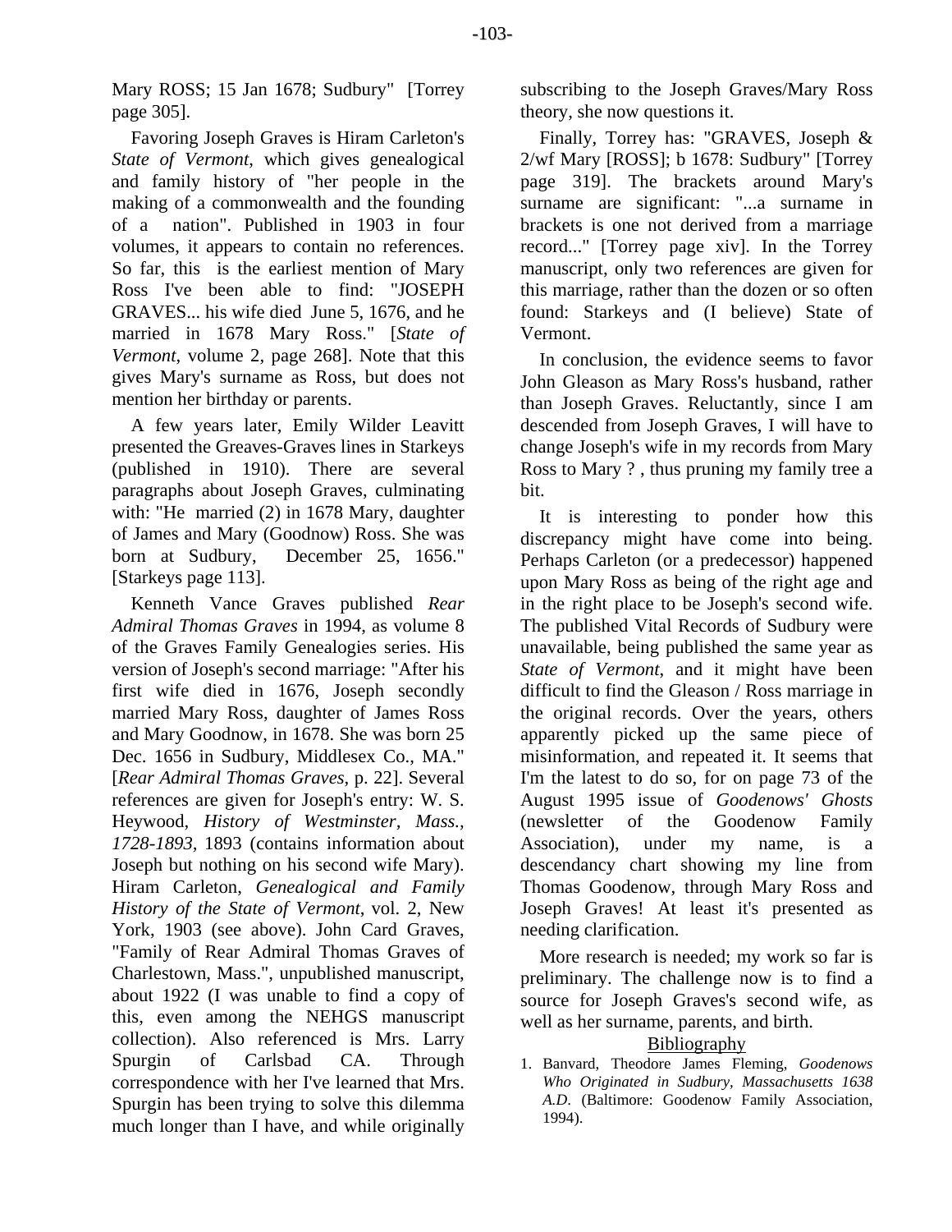Mary ROSS; 15 Jan 1678; Sudbury" [Torrey page 305].

Favoring Joseph Graves is Hiram Carleton's *State of Vermont*, which gives genealogical and family history of "her people in the making of a commonwealth and the founding of a nation". Published in 1903 in four volumes, it appears to contain no references. So far, this is the earliest mention of Mary Ross I've been able to find: "JOSEPH GRAVES... his wife died June 5, 1676, and he married in 1678 Mary Ross." [*State of Vermont*, volume 2, page 268]. Note that this gives Mary's surname as Ross, but does not mention her birthday or parents.

A few years later, Emily Wilder Leavitt presented the Greaves-Graves lines in Starkeys (published in 1910). There are several paragraphs about Joseph Graves, culminating with: "He married (2) in 1678 Mary, daughter of James and Mary (Goodnow) Ross. She was born at Sudbury, December 25, 1656." [Starkeys page 113].

Kenneth Vance Graves published *Rear Admiral Thomas Graves* in 1994, as volume 8 of the Graves Family Genealogies series. His version of Joseph's second marriage: "After his first wife died in 1676, Joseph secondly married Mary Ross, daughter of James Ross and Mary Goodnow, in 1678. She was born 25 Dec. 1656 in Sudbury, Middlesex Co., MA." [*Rear Admiral Thomas Graves*, p. 22]. Several references are given for Joseph's entry: W. S. Heywood, *History of Westminster, Mass., 1728-1893*, 1893 (contains information about Joseph but nothing on his second wife Mary). Hiram Carleton, *Genealogical and Family History of the State of Vermont*, vol. 2, New York, 1903 (see above). John Card Graves, "Family of Rear Admiral Thomas Graves of Charlestown, Mass.", unpublished manuscript, about 1922 (I was unable to find a copy of this, even among the NEHGS manuscript collection). Also referenced is Mrs. Larry Spurgin of Carlsbad CA. Through correspondence with her I've learned that Mrs. Spurgin has been trying to solve this dilemma much longer than I have, and while originally subscribing to the Joseph Graves/Mary Ross theory, she now questions it.

Finally, Torrey has: "GRAVES, Joseph & 2/wf Mary [ROSS]; b 1678: Sudbury" [Torrey page 319]. The brackets around Mary's surname are significant: "...a surname in brackets is one not derived from a marriage record..." [Torrey page xiv]. In the Torrey manuscript, only two references are given for this marriage, rather than the dozen or so often found: Starkeys and (I believe) State of Vermont.

In conclusion, the evidence seems to favor John Gleason as Mary Ross's husband, rather than Joseph Graves. Reluctantly, since I am descended from Joseph Graves, I will have to change Joseph's wife in my records from Mary Ross to Mary ? , thus pruning my family tree a bit.

It is interesting to ponder how this discrepancy might have come into being. Perhaps Carleton (or a predecessor) happened upon Mary Ross as being of the right age and in the right place to be Joseph's second wife. The published Vital Records of Sudbury were unavailable, being published the same year as *State of Vermont*, and it might have been difficult to find the Gleason / Ross marriage in the original records. Over the years, others apparently picked up the same piece of misinformation, and repeated it. It seems that I'm the latest to do so, for on page 73 of the August 1995 issue of *Goodenows' Ghosts* (newsletter of the Goodenow Family Association), under my name, is a descendancy chart showing my line from Thomas Goodenow, through Mary Ross and Joseph Graves! At least it's presented as needing clarification.

More research is needed; my work so far is preliminary. The challenge now is to find a source for Joseph Graves's second wife, as well as her surname, parents, and birth.

Bibliography

1. Banvard, Theodore James Fleming, *Goodenows Who Originated in Sudbury, Massachusetts 1638 A.D.* (Baltimore: Goodenow Family Association, 1994).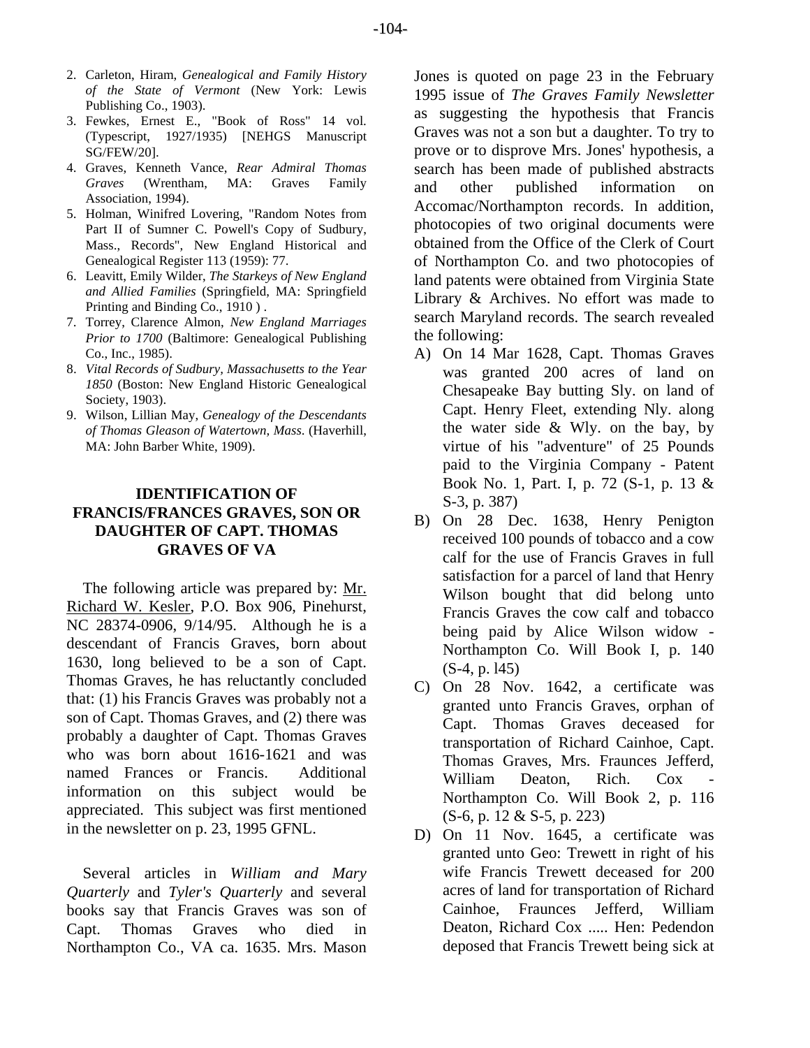2. Carleton, Hiram, *Genealogical and Family History of the State of Vermont* (New York: Lewis Publishing Co., 1903).
3. Fewkes, Ernest E., "Book of Ross" 14 vol. (Typescript, 1927/1935) [NEHGS Manuscript SG/FEW/20].
4. Graves, Kenneth Vance, *Rear Admiral Thomas Graves* (Wrentham, MA: Graves Family Association, 1994).
5. Holman, Winifred Lovering, "Random Notes from Part II of Sumner C. Powell's Copy of Sudbury, Mass., Records", New England Historical and Genealogical Register 113 (1959): 77.
6. Leavitt, Emily Wilder, *The Starkeys of New England and Allied Families* (Springfield, MA: Springfield Printing and Binding Co., 1910 ) .
7. Torrey, Clarence Almon, *New England Marriages Prior to 1700* (Baltimore: Genealogical Publishing Co., Inc., 1985).
8. *Vital Records of Sudbury, Massachusetts to the Year 1850* (Boston: New England Historic Genealogical Society, 1903).
9. Wilson, Lillian May, *Genealogy of the Descendants of Thomas Gleason of Watertown, Mass.* (Haverhill, MA: John Barber White, 1909).

## IDENTIFICATION OF FRANCIS/FRANCES GRAVES, SON OR DAUGHTER OF CAPT. THOMAS GRAVES OF VA

The following article was prepared by: Mr. Richard W. Kesler, P.O. Box 906, Pinehurst, NC 28374-0906, 9/14/95. Although he is a descendant of Francis Graves, born about 1630, long believed to be a son of Capt. Thomas Graves, he has reluctantly concluded that: (1) his Francis Graves was probably not a son of Capt. Thomas Graves, and (2) there was probably a daughter of Capt. Thomas Graves who was born about 1616-1621 and was named Frances or Francis. Additional information on this subject would be appreciated. This subject was first mentioned in the newsletter on p. 23, 1995 GFNL.

Several articles in *William and Mary Quarterly* and *Tyler's Quarterly* and several books say that Francis Graves was son of Capt. Thomas Graves who died in Northampton Co., VA ca. 1635. Mrs. Mason Jones is quoted on page 23 in the February 1995 issue of *The Graves Family Newsletter* as suggesting the hypothesis that Francis Graves was not a son but a daughter. To try to prove or to disprove Mrs. Jones' hypothesis, a search has been made of published abstracts and other published information on Accomac/Northampton records. In addition, photocopies of two original documents were obtained from the Office of the Clerk of Court of Northampton Co. and two photocopies of land patents were obtained from Virginia State Library & Archives. No effort was made to search Maryland records. The search revealed the following:

A) On 14 Mar 1628, Capt. Thomas Graves was granted 200 acres of land on Chesapeake Bay butting Sly. on land of Capt. Henry Fleet, extending Nly. along the water side & Wly. on the bay, by virtue of his "adventure" of 25 Pounds paid to the Virginia Company - Patent Book No. 1, Part. I, p. 72 (S-1, p. 13 & S-3, p. 387)

B) On 28 Dec. 1638, Henry Penigton received 100 pounds of tobacco and a cow calf for the use of Francis Graves in full satisfaction for a parcel of land that Henry Wilson bought that did belong unto Francis Graves the cow calf and tobacco being paid by Alice Wilson widow - Northampton Co. Will Book I, p. 140 (S-4, p. l45)

C) On 28 Nov. 1642, a certificate was granted unto Francis Graves, orphan of Capt. Thomas Graves deceased for transportation of Richard Cainhoe, Capt. Thomas Graves, Mrs. Fraunces Jefferd, William Deaton, Rich. Cox - Northampton Co. Will Book 2, p. 116 (S-6, p. 12 & S-5, p. 223)

D) On 11 Nov. 1645, a certificate was granted unto Geo: Trewett in right of his wife Francis Trewett deceased for 200 acres of land for transportation of Richard Cainhoe, Fraunces Jefferd, William Deaton, Richard Cox ..... Hen: Pedendon deposed that Francis Trewett being sick at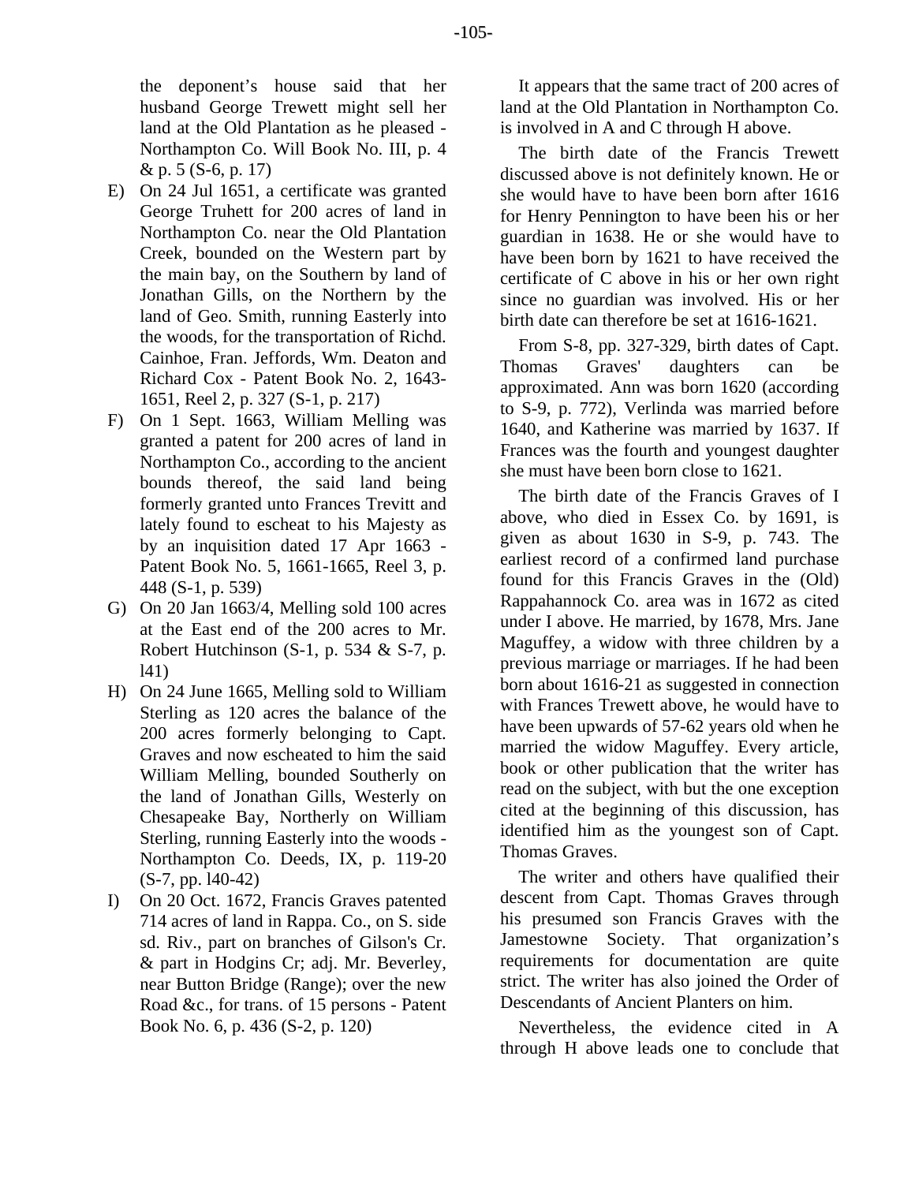the deponent's house said that her husband George Trewett might sell her land at the Old Plantation as he pleased - Northampton Co. Will Book No. III, p. 4 & p. 5 (S-6, p. 17)

E) On 24 Jul 1651, a certificate was granted George Truhett for 200 acres of land in Northampton Co. near the Old Plantation Creek, bounded on the Western part by the main bay, on the Southern by land of Jonathan Gills, on the Northern by the land of Geo. Smith, running Easterly into the woods, for the transportation of Richd. Cainhoe, Fran. Jeffords, Wm. Deaton and Richard Cox - Patent Book No. 2, 1643-1651, Reel 2, p. 327 (S-1, p. 217)

F) On 1 Sept. 1663, William Melling was granted a patent for 200 acres of land in Northampton Co., according to the ancient bounds thereof, the said land being formerly granted unto Frances Trevitt and lately found to escheat to his Majesty as by an inquisition dated 17 Apr 1663 - Patent Book No. 5, 1661-1665, Reel 3, p. 448 (S-1, p. 539)

G) On 20 Jan 1663/4, Melling sold 100 acres at the East end of the 200 acres to Mr. Robert Hutchinson (S-1, p. 534 & S-7, p. l41)

H) On 24 June 1665, Melling sold to William Sterling as 120 acres the balance of the 200 acres formerly belonging to Capt. Graves and now escheated to him the said William Melling, bounded Southerly on the land of Jonathan Gills, Westerly on Chesapeake Bay, Northerly on William Sterling, running Easterly into the woods - Northampton Co. Deeds, IX, p. 119-20 (S-7, pp. l40-42)

I) On 20 Oct. 1672, Francis Graves patented 714 acres of land in Rappa. Co., on S. side sd. Riv., part on branches of Gilson's Cr. & part in Hodgins Cr; adj. Mr. Beverley, near Button Bridge (Range); over the new Road &c., for trans. of 15 persons - Patent Book No. 6, p. 436 (S-2, p. 120)

It appears that the same tract of 200 acres of land at the Old Plantation in Northampton Co. is involved in A and C through H above.

The birth date of the Francis Trewett discussed above is not definitely known. He or she would have to have been born after 1616 for Henry Pennington to have been his or her guardian in 1638. He or she would have to have been born by 1621 to have received the certificate of C above in his or her own right since no guardian was involved. His or her birth date can therefore be set at 1616-1621.

From S-8, pp. 327-329, birth dates of Capt. Thomas Graves' daughters can be approximated. Ann was born 1620 (according to S-9, p. 772), Verlinda was married before 1640, and Katherine was married by 1637. If Frances was the fourth and youngest daughter she must have been born close to 1621.

The birth date of the Francis Graves of I above, who died in Essex Co. by 1691, is given as about 1630 in S-9, p. 743. The earliest record of a confirmed land purchase found for this Francis Graves in the (Old) Rappahannock Co. area was in 1672 as cited under I above. He married, by 1678, Mrs. Jane Maguffey, a widow with three children by a previous marriage or marriages. If he had been born about 1616-21 as suggested in connection with Frances Trewett above, he would have to have been upwards of 57-62 years old when he married the widow Maguffey. Every article, book or other publication that the writer has read on the subject, with but the one exception cited at the beginning of this discussion, has identified him as the youngest son of Capt. Thomas Graves.

The writer and others have qualified their descent from Capt. Thomas Graves through his presumed son Francis Graves with the Jamestowne Society. That organization's requirements for documentation are quite strict. The writer has also joined the Order of Descendants of Ancient Planters on him.

Nevertheless, the evidence cited in A through H above leads one to conclude that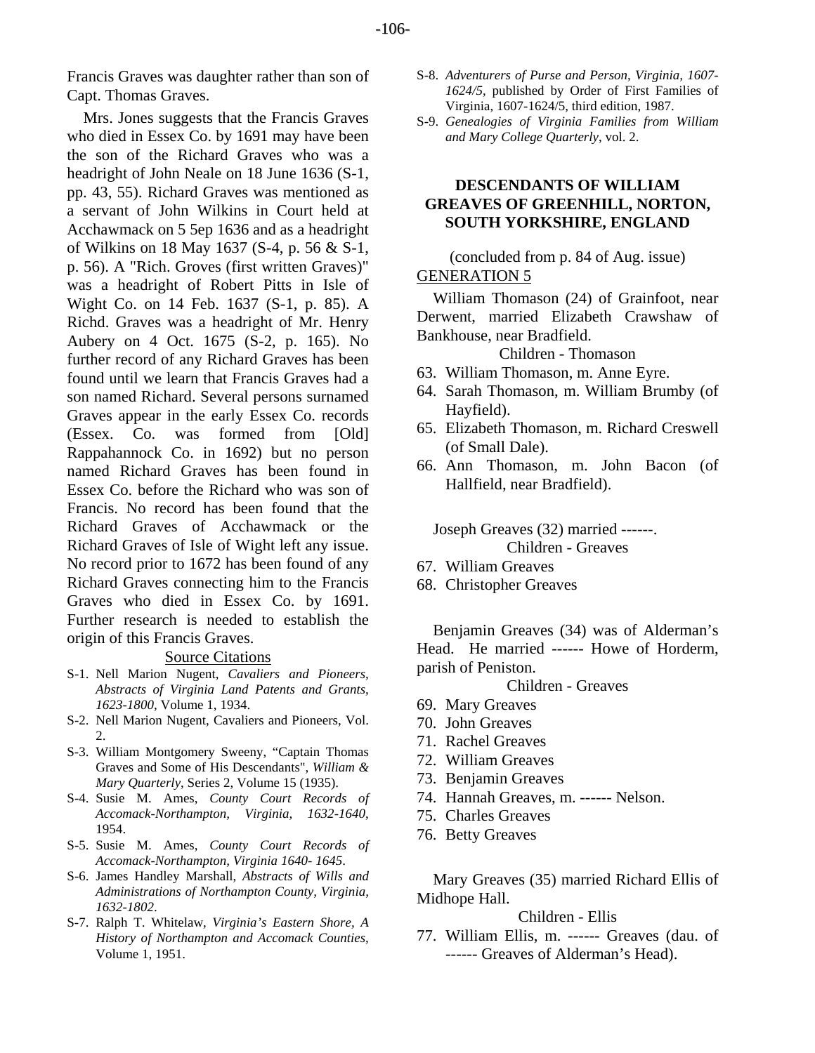Francis Graves was daughter rather than son of Capt. Thomas Graves.

Mrs. Jones suggests that the Francis Graves who died in Essex Co. by 1691 may have been the son of the Richard Graves who was a headright of John Neale on 18 June 1636 (S-1, pp. 43, 55). Richard Graves was mentioned as a servant of John Wilkins in Court held at Acchawmack on 5 5ep 1636 and as a headright of Wilkins on 18 May 1637 (S-4, p. 56 & S-1, p. 56). A "Rich. Groves (first written Graves)" was a headright of Robert Pitts in Isle of Wight Co. on 14 Feb. 1637 (S-1, p. 85). A Richd. Graves was a headright of Mr. Henry Aubery on 4 Oct. 1675 (S-2, p. 165). No further record of any Richard Graves has been found until we learn that Francis Graves had a son named Richard. Several persons surnamed Graves appear in the early Essex Co. records (Essex. Co. was formed from [Old] Rappahannock Co. in 1692) but no person named Richard Graves has been found in Essex Co. before the Richard who was son of Francis. No record has been found that the Richard Graves of Acchawmack or the Richard Graves of Isle of Wight left any issue. No record prior to 1672 has been found of any Richard Graves connecting him to the Francis Graves who died in Essex Co. by 1691. Further research is needed to establish the origin of this Francis Graves.

Source Citations

- S-1. Nell Marion Nugent, *Cavaliers and Pioneers, Abstracts of Virginia Land Patents and Grants, 1623-1800*, Volume 1, 1934.
- S-2. Nell Marion Nugent, Cavaliers and Pioneers, Vol. 2.
- S-3. William Montgomery Sweeny, "Captain Thomas Graves and Some of His Descendants", *William & Mary Quarterly*, Series 2, Volume 15 (1935).
- S-4. Susie M. Ames, *County Court Records of Accomack-Northampton, Virginia, 1632-1640*, 1954.
- S-5. Susie M. Ames, *County Court Records of Accomack-Northampton, Virginia 1640- 1645*.
- S-6. James Handley Marshall, *Abstracts of Wills and Administrations of Northampton County, Virginia, 1632-1802*.
- S-7. Ralph T. Whitelaw, *Virginia's Eastern Shore, A History of Northampton and Accomack Counties*, Volume 1, 1951.
- S-8. *Adventurers of Purse and Person, Virginia, 1607-1624/5*, published by Order of First Families of Virginia, 1607-1624/5, third edition, 1987.
- S-9. *Genealogies of Virginia Families from William and Mary College Quarterly*, vol. 2.

## DESCENDANTS OF WILLIAM GREAVES OF GREENHILL, NORTON, SOUTH YORKSHIRE, ENGLAND

(concluded from p. 84 of Aug. issue)

GENERATION 5

William Thomason (24) of Grainfoot, near Derwent, married Elizabeth Crawshaw of Bankhouse, near Bradfield.

Children - Thomason

63. William Thomason, m. Anne Eyre.
64. Sarah Thomason, m. William Brumby (of Hayfield).
65. Elizabeth Thomason, m. Richard Creswell (of Small Dale).
66. Ann Thomason, m. John Bacon (of Hallfield, near Bradfield).

Joseph Greaves (32) married ------.

Children - Greaves

67. William Greaves
68. Christopher Greaves

Benjamin Greaves (34) was of Alderman's Head. He married ------ Howe of Horderm, parish of Peniston.

Children - Greaves

69. Mary Greaves
70. John Greaves
71. Rachel Greaves
72. William Greaves
73. Benjamin Greaves
74. Hannah Greaves, m. ------ Nelson.
75. Charles Greaves
76. Betty Greaves

Mary Greaves (35) married Richard Ellis of Midhope Hall.

Children - Ellis

77. William Ellis, m. ------ Greaves (dau. of ------ Greaves of Alderman's Head).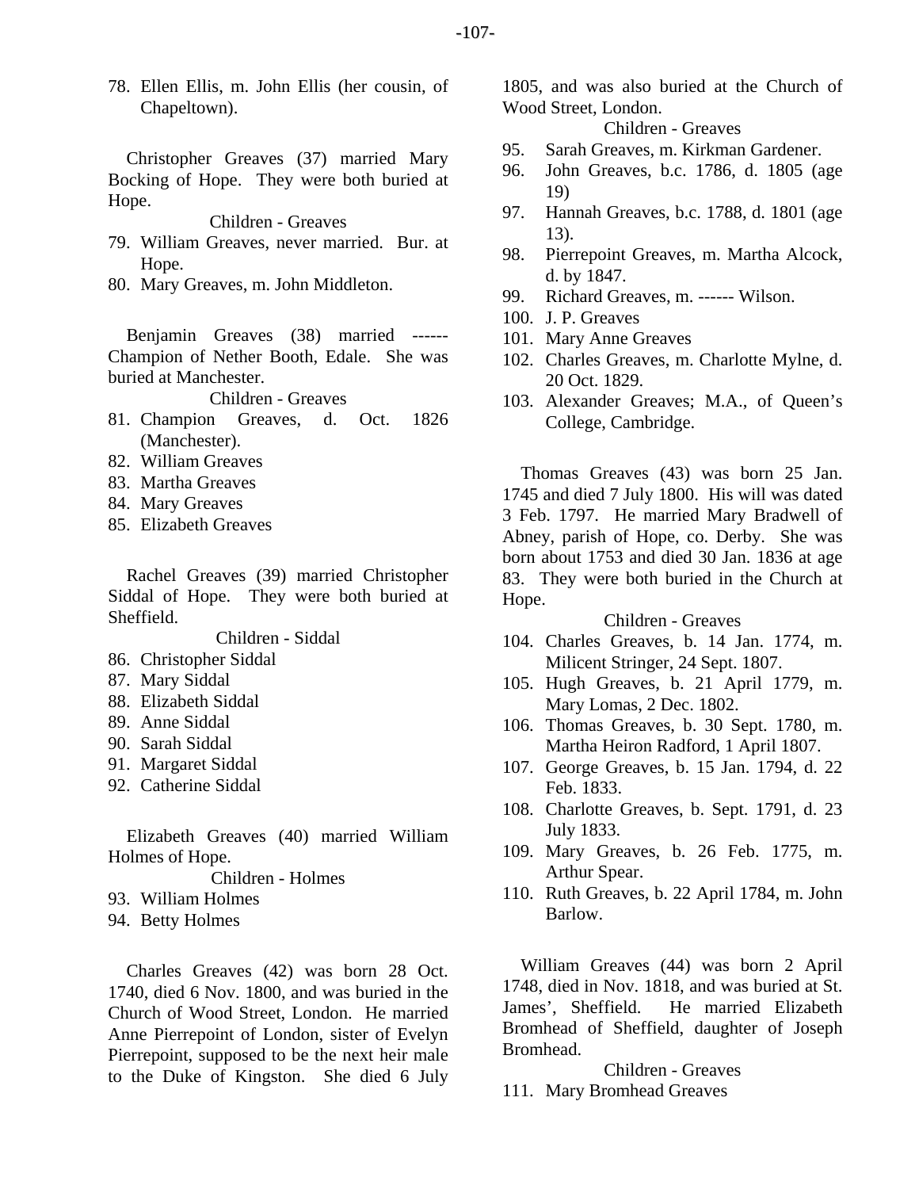78. Ellen Ellis, m. John Ellis (her cousin, of Chapeltown).

Christopher Greaves (37) married Mary Bocking of Hope. They were both buried at Hope.

Children - Greaves

79. William Greaves, never married. Bur. at Hope.
80. Mary Greaves, m. John Middleton.

Benjamin Greaves (38) married ------ Champion of Nether Booth, Edale. She was buried at Manchester.

Children - Greaves

81. Champion Greaves, d. Oct. 1826 (Manchester).
82. William Greaves
83. Martha Greaves
84. Mary Greaves
85. Elizabeth Greaves

Rachel Greaves (39) married Christopher Siddal of Hope. They were both buried at Sheffield.

Children - Siddal

86. Christopher Siddal
87. Mary Siddal
88. Elizabeth Siddal
89. Anne Siddal
90. Sarah Siddal
91. Margaret Siddal
92. Catherine Siddal

Elizabeth Greaves (40) married William Holmes of Hope.

Children - Holmes

93. William Holmes
94. Betty Holmes

Charles Greaves (42) was born 28 Oct. 1740, died 6 Nov. 1800, and was buried in the Church of Wood Street, London. He married Anne Pierrepoint of London, sister of Evelyn Pierrepoint, supposed to be the next heir male to the Duke of Kingston. She died 6 July 1805, and was also buried at the Church of Wood Street, London.

Children - Greaves

95. Sarah Greaves, m. Kirkman Gardener.
96. John Greaves, b.c. 1786, d. 1805 (age 19)
97. Hannah Greaves, b.c. 1788, d. 1801 (age 13).
98. Pierrepoint Greaves, m. Martha Alcock, d. by 1847.
99. Richard Greaves, m. ------ Wilson.
100. J. P. Greaves
101. Mary Anne Greaves
102. Charles Greaves, m. Charlotte Mylne, d. 20 Oct. 1829.
103. Alexander Greaves; M.A., of Queen's College, Cambridge.

Thomas Greaves (43) was born 25 Jan. 1745 and died 7 July 1800. His will was dated 3 Feb. 1797. He married Mary Bradwell of Abney, parish of Hope, co. Derby. She was born about 1753 and died 30 Jan. 1836 at age 83. They were both buried in the Church at Hope.

Children - Greaves

104. Charles Greaves, b. 14 Jan. 1774, m. Milicent Stringer, 24 Sept. 1807.
105. Hugh Greaves, b. 21 April 1779, m. Mary Lomas, 2 Dec. 1802.
106. Thomas Greaves, b. 30 Sept. 1780, m. Martha Heiron Radford, 1 April 1807.
107. George Greaves, b. 15 Jan. 1794, d. 22 Feb. 1833.
108. Charlotte Greaves, b. Sept. 1791, d. 23 July 1833.
109. Mary Greaves, b. 26 Feb. 1775, m. Arthur Spear.
110. Ruth Greaves, b. 22 April 1784, m. John Barlow.

William Greaves (44) was born 2 April 1748, died in Nov. 1818, and was buried at St. James', Sheffield. He married Elizabeth Bromhead of Sheffield, daughter of Joseph Bromhead.

Children - Greaves

111. Mary Bromhead Greaves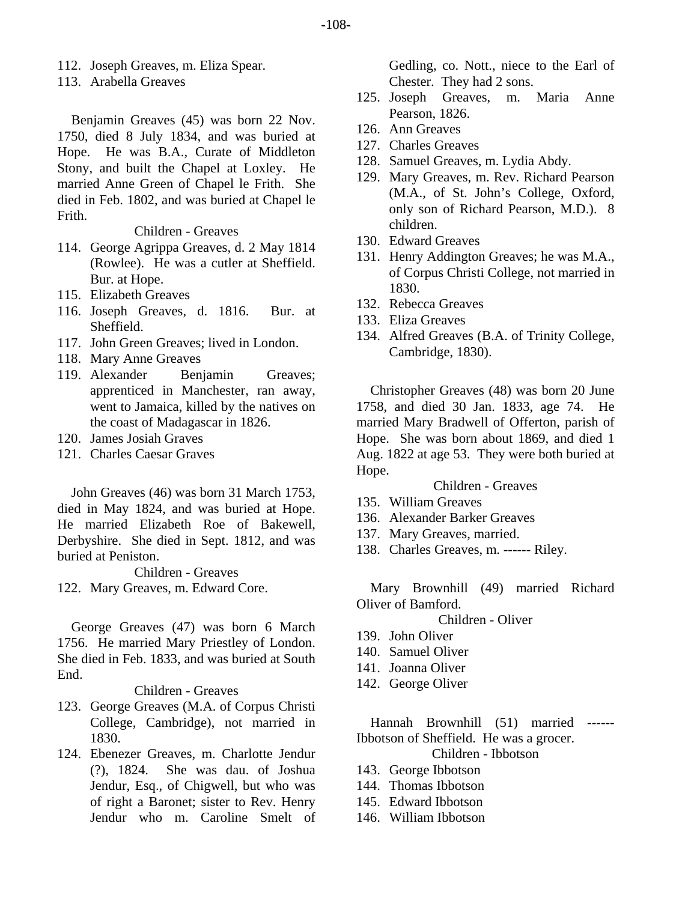112. Joseph Greaves, m. Eliza Spear.
113. Arabella Greaves

Benjamin Greaves (45) was born 22 Nov. 1750, died 8 July 1834, and was buried at Hope. He was B.A., Curate of Middleton Stony, and built the Chapel at Loxley. He married Anne Green of Chapel le Frith. She died in Feb. 1802, and was buried at Chapel le Frith.

Children - Greaves

114. George Agrippa Greaves, d. 2 May 1814 (Rowlee). He was a cutler at Sheffield. Bur. at Hope.
115. Elizabeth Greaves
116. Joseph Greaves, d. 1816. Bur. at Sheffield.
117. John Green Greaves; lived in London.
118. Mary Anne Greaves
119. Alexander Benjamin Greaves; apprenticed in Manchester, ran away, went to Jamaica, killed by the natives on the coast of Madagascar in 1826.
120. James Josiah Graves
121. Charles Caesar Graves

John Greaves (46) was born 31 March 1753, died in May 1824, and was buried at Hope. He married Elizabeth Roe of Bakewell, Derbyshire. She died in Sept. 1812, and was buried at Peniston.

Children - Greaves

122. Mary Greaves, m. Edward Core.

George Greaves (47) was born 6 March 1756. He married Mary Priestley of London. She died in Feb. 1833, and was buried at South End.

Children - Greaves

123. George Greaves (M.A. of Corpus Christi College, Cambridge), not married in 1830.
124. Ebenezer Greaves, m. Charlotte Jendur (?), 1824. She was dau. of Joshua Jendur, Esq., of Chigwell, but who was of right a Baronet; sister to Rev. Henry Jendur who m. Caroline Smelt of Gedling, co. Nott., niece to the Earl of Chester. They had 2 sons.
125. Joseph Greaves, m. Maria Anne Pearson, 1826.
126. Ann Greaves
127. Charles Greaves
128. Samuel Greaves, m. Lydia Abdy.
129. Mary Greaves, m. Rev. Richard Pearson (M.A., of St. John's College, Oxford, only son of Richard Pearson, M.D.). 8 children.
130. Edward Greaves
131. Henry Addington Greaves; he was M.A., of Corpus Christi College, not married in 1830.
132. Rebecca Greaves
133. Eliza Greaves
134. Alfred Greaves (B.A. of Trinity College, Cambridge, 1830).

Christopher Greaves (48) was born 20 June 1758, and died 30 Jan. 1833, age 74. He married Mary Bradwell of Offerton, parish of Hope. She was born about 1869, and died 1 Aug. 1822 at age 53. They were both buried at Hope.

Children - Greaves

135. William Greaves
136. Alexander Barker Greaves
137. Mary Greaves, married.
138. Charles Greaves, m. ------ Riley.

Mary Brownhill (49) married Richard Oliver of Bamford.

Children - Oliver

139. John Oliver
140. Samuel Oliver
141. Joanna Oliver
142. George Oliver

Hannah Brownhill (51) married ------ Ibbotson of Sheffield. He was a grocer.

Children - Ibbotson

143. George Ibbotson
144. Thomas Ibbotson
145. Edward Ibbotson
146. William Ibbotson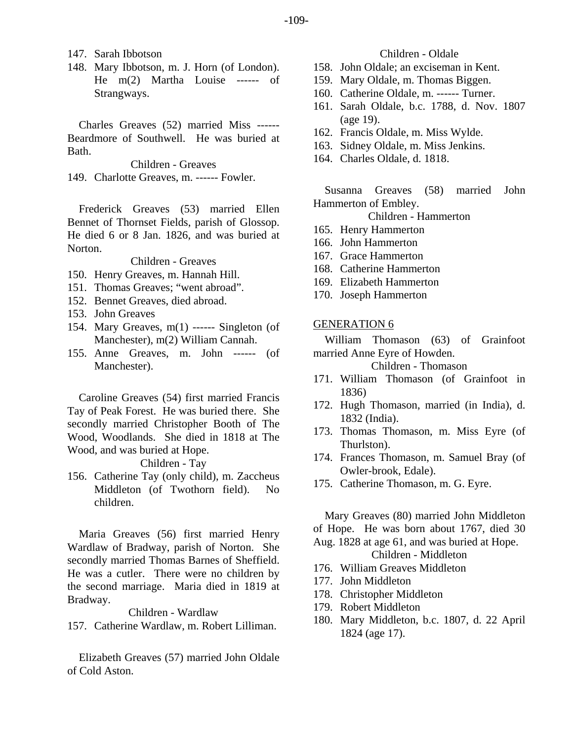147. Sarah Ibbotson
148. Mary Ibbotson, m. J. Horn (of London). He m(2) Martha Louise ------ of Strangways.

Charles Greaves (52) married Miss ------ Beardmore of Southwell. He was buried at Bath.

Children - Greaves

149. Charlotte Greaves, m. ------ Fowler.

Frederick Greaves (53) married Ellen Bennet of Thornset Fields, parish of Glossop. He died 6 or 8 Jan. 1826, and was buried at Norton.

Children - Greaves

150. Henry Greaves, m. Hannah Hill.
151. Thomas Greaves; "went abroad".
152. Bennet Greaves, died abroad.
153. John Greaves
154. Mary Greaves, m(1) ------ Singleton (of Manchester), m(2) William Cannah.
155. Anne Greaves, m. John ------ (of Manchester).

Caroline Greaves (54) first married Francis Tay of Peak Forest. He was buried there. She secondly married Christopher Booth of The Wood, Woodlands. She died in 1818 at The Wood, and was buried at Hope.

Children - Tay

156. Catherine Tay (only child), m. Zaccheus Middleton (of Twothorn field). No children.

Maria Greaves (56) first married Henry Wardlaw of Bradway, parish of Norton. She secondly married Thomas Barnes of Sheffield. He was a cutler. There were no children by the second marriage. Maria died in 1819 at Bradway.

Children - Wardlaw

157. Catherine Wardlaw, m. Robert Lilliman.

Elizabeth Greaves (57) married John Oldale of Cold Aston.

Children - Oldale

158. John Oldale; an exciseman in Kent.
159. Mary Oldale, m. Thomas Biggen.
160. Catherine Oldale, m. ------ Turner.
161. Sarah Oldale, b.c. 1788, d. Nov. 1807 (age 19).
162. Francis Oldale, m. Miss Wylde.
163. Sidney Oldale, m. Miss Jenkins.
164. Charles Oldale, d. 1818.

Susanna Greaves (58) married John Hammerton of Embley.

Children - Hammerton

165. Henry Hammerton
166. John Hammerton
167. Grace Hammerton
168. Catherine Hammerton
169. Elizabeth Hammerton
170. Joseph Hammerton

## GENERATION 6

William Thomason (63) of Grainfoot married Anne Eyre of Howden.

Children - Thomason

171. William Thomason (of Grainfoot in 1836)
172. Hugh Thomason, married (in India), d. 1832 (India).
173. Thomas Thomason, m. Miss Eyre (of Thurlston).
174. Frances Thomason, m. Samuel Bray (of Owler-brook, Edale).
175. Catherine Thomason, m. G. Eyre.

Mary Greaves (80) married John Middleton of Hope. He was born about 1767, died 30 Aug. 1828 at age 61, and was buried at Hope.

Children - Middleton

176. William Greaves Middleton
177. John Middleton
178. Christopher Middleton
179. Robert Middleton
180. Mary Middleton, b.c. 1807, d. 22 April 1824 (age 17).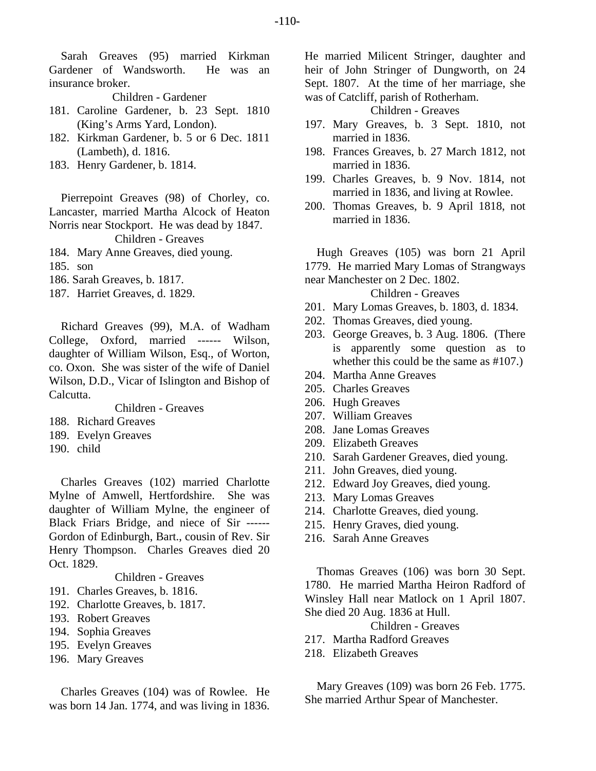Sarah Greaves (95) married Kirkman Gardener of Wandsworth. He was an insurance broker.

Children - Gardener

181. Caroline Gardener, b. 23 Sept. 1810 (King's Arms Yard, London).
182. Kirkman Gardener, b. 5 or 6 Dec. 1811 (Lambeth), d. 1816.
183. Henry Gardener, b. 1814.

Pierrepoint Greaves (98) of Chorley, co. Lancaster, married Martha Alcock of Heaton Norris near Stockport. He was dead by 1847.

Children - Greaves

184. Mary Anne Greaves, died young.
185. son
186. Sarah Greaves, b. 1817.
187. Harriet Greaves, d. 1829.

Richard Greaves (99), M.A. of Wadham College, Oxford, married ------ Wilson, daughter of William Wilson, Esq., of Worton, co. Oxon. She was sister of the wife of Daniel Wilson, D.D., Vicar of Islington and Bishop of Calcutta.

Children - Greaves

188. Richard Greaves
189. Evelyn Greaves
190. child

Charles Greaves (102) married Charlotte Mylne of Amwell, Hertfordshire. She was daughter of William Mylne, the engineer of Black Friars Bridge, and niece of Sir ------ Gordon of Edinburgh, Bart., cousin of Rev. Sir Henry Thompson. Charles Greaves died 20 Oct. 1829.

Children - Greaves

191. Charles Greaves, b. 1816.
192. Charlotte Greaves, b. 1817.
193. Robert Greaves
194. Sophia Greaves
195. Evelyn Greaves
196. Mary Greaves

Charles Greaves (104) was of Rowlee. He was born 14 Jan. 1774, and was living in 1836. He married Milicent Stringer, daughter and heir of John Stringer of Dungworth, on 24 Sept. 1807. At the time of her marriage, she was of Catcliff, parish of Rotherham.

Children - Greaves

197. Mary Greaves, b. 3 Sept. 1810, not married in 1836.
198. Frances Greaves, b. 27 March 1812, not married in 1836.
199. Charles Greaves, b. 9 Nov. 1814, not married in 1836, and living at Rowlee.
200. Thomas Greaves, b. 9 April 1818, not married in 1836.

Hugh Greaves (105) was born 21 April 1779. He married Mary Lomas of Strangways near Manchester on 2 Dec. 1802.

Children - Greaves

201. Mary Lomas Greaves, b. 1803, d. 1834.
202. Thomas Greaves, died young.
203. George Greaves, b. 3 Aug. 1806. (There is apparently some question as to whether this could be the same as #107.)
204. Martha Anne Greaves
205. Charles Greaves
206. Hugh Greaves
207. William Greaves
208. Jane Lomas Greaves
209. Elizabeth Greaves
210. Sarah Gardener Greaves, died young.
211. John Greaves, died young.
212. Edward Joy Greaves, died young.
213. Mary Lomas Greaves
214. Charlotte Greaves, died young.
215. Henry Graves, died young.
216. Sarah Anne Greaves

Thomas Greaves (106) was born 30 Sept. 1780. He married Martha Heiron Radford of Winsley Hall near Matlock on 1 April 1807. She died 20 Aug. 1836 at Hull.

Children - Greaves

217. Martha Radford Greaves
218. Elizabeth Greaves

Mary Greaves (109) was born 26 Feb. 1775. She married Arthur Spear of Manchester.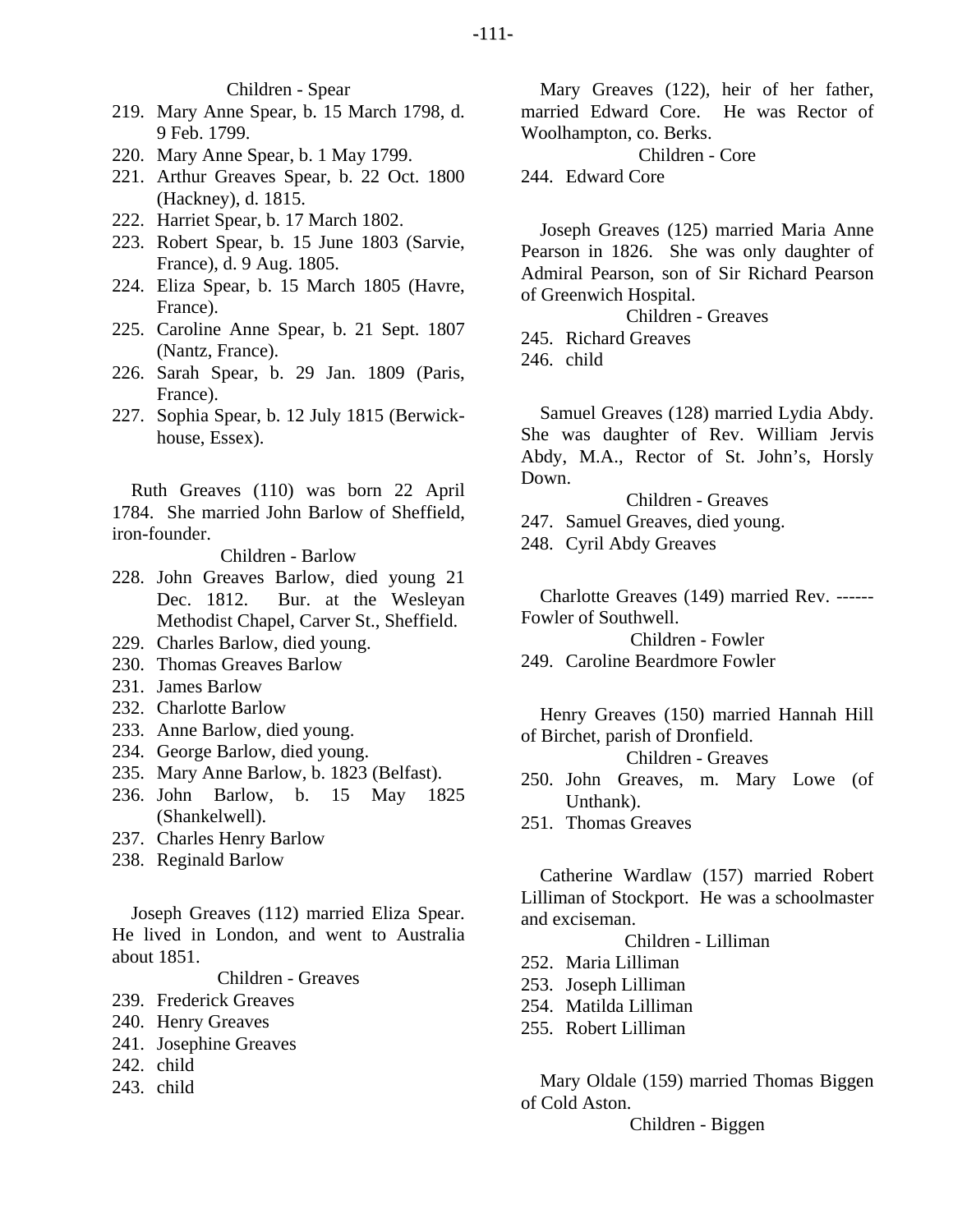Children - Spear

219. Mary Anne Spear, b. 15 March 1798, d. 9 Feb. 1799.
220. Mary Anne Spear, b. 1 May 1799.
221. Arthur Greaves Spear, b. 22 Oct. 1800 (Hackney), d. 1815.
222. Harriet Spear, b. 17 March 1802.
223. Robert Spear, b. 15 June 1803 (Sarvie, France), d. 9 Aug. 1805.
224. Eliza Spear, b. 15 March 1805 (Havre, France).
225. Caroline Anne Spear, b. 21 Sept. 1807 (Nantz, France).
226. Sarah Spear, b. 29 Jan. 1809 (Paris, France).
227. Sophia Spear, b. 12 July 1815 (Berwick-house, Essex).

Ruth Greaves (110) was born 22 April 1784. She married John Barlow of Sheffield, iron-founder.

Children - Barlow

228. John Greaves Barlow, died young 21 Dec. 1812. Bur. at the Wesleyan Methodist Chapel, Carver St., Sheffield.
229. Charles Barlow, died young.
230. Thomas Greaves Barlow
231. James Barlow
232. Charlotte Barlow
233. Anne Barlow, died young.
234. George Barlow, died young.
235. Mary Anne Barlow, b. 1823 (Belfast).
236. John Barlow, b. 15 May 1825 (Shankelwell).
237. Charles Henry Barlow
238. Reginald Barlow

Joseph Greaves (112) married Eliza Spear. He lived in London, and went to Australia about 1851.

Children - Greaves

239. Frederick Greaves
240. Henry Greaves
241. Josephine Greaves
242. child
243. child

Mary Greaves (122), heir of her father, married Edward Core. He was Rector of Woolhampton, co. Berks.

Children - Core

244. Edward Core

Joseph Greaves (125) married Maria Anne Pearson in 1826. She was only daughter of Admiral Pearson, son of Sir Richard Pearson of Greenwich Hospital.

Children - Greaves

245. Richard Greaves
246. child

Samuel Greaves (128) married Lydia Abdy. She was daughter of Rev. William Jervis Abdy, M.A., Rector of St. John's, Horsly Down.

Children - Greaves

247. Samuel Greaves, died young.
248. Cyril Abdy Greaves

Charlotte Greaves (149) married Rev. ------ Fowler of Southwell.

Children - Fowler

249. Caroline Beardmore Fowler

Henry Greaves (150) married Hannah Hill of Birchet, parish of Dronfield.

Children - Greaves

250. John Greaves, m. Mary Lowe (of Unthank).
251. Thomas Greaves

Catherine Wardlaw (157) married Robert Lilliman of Stockport. He was a schoolmaster and exciseman.

Children - Lilliman

252. Maria Lilliman
253. Joseph Lilliman
254. Matilda Lilliman
255. Robert Lilliman

Mary Oldale (159) married Thomas Biggen of Cold Aston.

Children - Biggen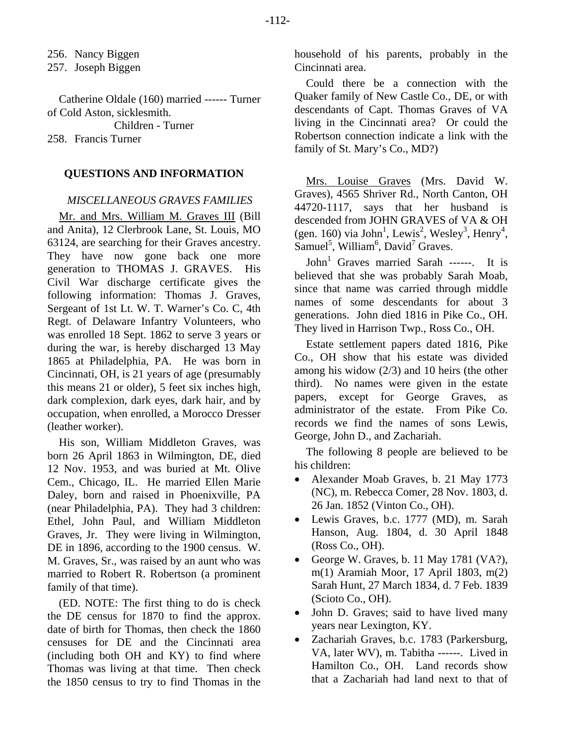256. Nancy Biggen
257. Joseph Biggen

Catherine Oldale (160) married ------ Turner of Cold Aston, sicklesmith.

Children - Turner

258. Francis Turner

## QUESTIONS AND INFORMATION

### *MISCELLANEOUS GRAVES FAMILIES*

Mr. and Mrs. William M. Graves III (Bill and Anita), 12 Clerbrook Lane, St. Louis, MO 63124, are searching for their Graves ancestry. They have now gone back one more generation to THOMAS J. GRAVES. His Civil War discharge certificate gives the following information: Thomas J. Graves, Sergeant of 1st Lt. W. T. Warner's Co. C, 4th Regt. of Delaware Infantry Volunteers, who was enrolled 18 Sept. 1862 to serve 3 years or during the war, is hereby discharged 13 May 1865 at Philadelphia, PA. He was born in Cincinnati, OH, is 21 years of age (presumably this means 21 or older), 5 feet six inches high, dark complexion, dark eyes, dark hair, and by occupation, when enrolled, a Morocco Dresser (leather worker).

His son, William Middleton Graves, was born 26 April 1863 in Wilmington, DE, died 12 Nov. 1953, and was buried at Mt. Olive Cem., Chicago, IL. He married Ellen Marie Daley, born and raised in Phoenixville, PA (near Philadelphia, PA). They had 3 children: Ethel, John Paul, and William Middleton Graves, Jr. They were living in Wilmington, DE in 1896, according to the 1900 census. W. M. Graves, Sr., was raised by an aunt who was married to Robert R. Robertson (a prominent family of that time).

(ED. NOTE: The first thing to do is check the DE census for 1870 to find the approx. date of birth for Thomas, then check the 1860 censuses for DE and the Cincinnati area (including both OH and KY) to find where Thomas was living at that time. Then check the 1850 census to try to find Thomas in the household of his parents, probably in the Cincinnati area.

Could there be a connection with the Quaker family of New Castle Co., DE, or with descendants of Capt. Thomas Graves of VA living in the Cincinnati area? Or could the Robertson connection indicate a link with the family of St. Mary's Co., MD?)

Mrs. Louise Graves (Mrs. David W. Graves), 4565 Shriver Rd., North Canton, OH 44720-1117, says that her husband is descended from JOHN GRAVES of VA & OH (gen. 160) via John[1], Lewis[2], Wesley[3], Henry[4], Samuel[5], William[6], David[7] Graves.

John[1] Graves married Sarah ------. It is believed that she was probably Sarah Moab, since that name was carried through middle names of some descendants for about 3 generations. John died 1816 in Pike Co., OH. They lived in Harrison Twp., Ross Co., OH.

Estate settlement papers dated 1816, Pike Co., OH show that his estate was divided among his widow (2/3) and 10 heirs (the other third). No names were given in the estate papers, except for George Graves, as administrator of the estate. From Pike Co. records we find the names of sons Lewis, George, John D., and Zachariah.

The following 8 people are believed to be his children:

- Alexander Moab Graves, b. 21 May 1773 (NC), m. Rebecca Comer, 28 Nov. 1803, d. 26 Jan. 1852 (Vinton Co., OH).
- Lewis Graves, b.c. 1777 (MD), m. Sarah Hanson, Aug. 1804, d. 30 April 1848 (Ross Co., OH).
- George W. Graves, b. 11 May 1781 (VA?), m(1) Aramiah Moor, 17 April 1803, m(2) Sarah Hunt, 27 March 1834, d. 7 Feb. 1839 (Scioto Co., OH).
- John D. Graves; said to have lived many years near Lexington, KY.
- Zachariah Graves, b.c. 1783 (Parkersburg, VA, later WV), m. Tabitha ------. Lived in Hamilton Co., OH. Land records show that a Zachariah had land next to that of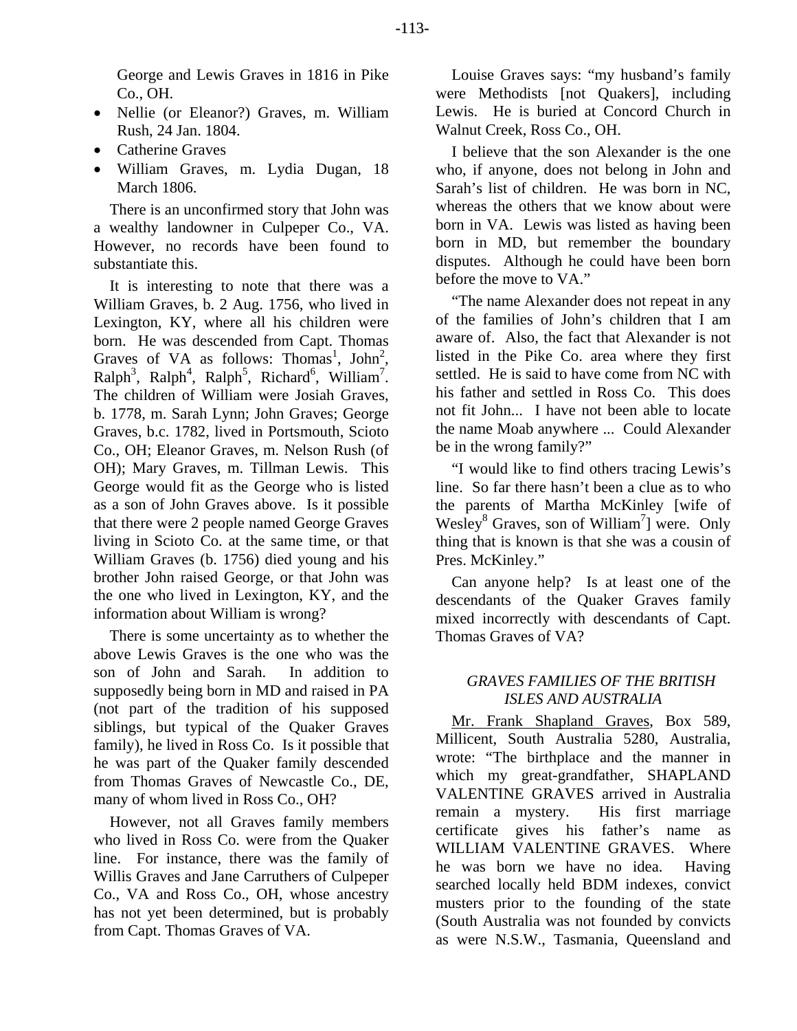George and Lewis Graves in 1816 in Pike Co., OH.

- Nellie (or Eleanor?) Graves, m. William Rush, 24 Jan. 1804.
- Catherine Graves
- William Graves, m. Lydia Dugan, 18 March 1806.

There is an unconfirmed story that John was a wealthy landowner in Culpeper Co., VA. However, no records have been found to substantiate this.

It is interesting to note that there was a William Graves, b. 2 Aug. 1756, who lived in Lexington, KY, where all his children were born. He was descended from Capt. Thomas Graves of VA as follows: Thomas[1], John[2], Ralph[3], Ralph[4], Ralph[5], Richard[6], William[7]. The children of William were Josiah Graves, b. 1778, m. Sarah Lynn; John Graves; George Graves, b.c. 1782, lived in Portsmouth, Scioto Co., OH; Eleanor Graves, m. Nelson Rush (of OH); Mary Graves, m. Tillman Lewis. This George would fit as the George who is listed as a son of John Graves above. Is it possible that there were 2 people named George Graves living in Scioto Co. at the same time, or that William Graves (b. 1756) died young and his brother John raised George, or that John was the one who lived in Lexington, KY, and the information about William is wrong?

There is some uncertainty as to whether the above Lewis Graves is the one who was the son of John and Sarah. In addition to supposedly being born in MD and raised in PA (not part of the tradition of his supposed siblings, but typical of the Quaker Graves family), he lived in Ross Co. Is it possible that he was part of the Quaker family descended from Thomas Graves of Newcastle Co., DE, many of whom lived in Ross Co., OH?

However, not all Graves family members who lived in Ross Co. were from the Quaker line. For instance, there was the family of Willis Graves and Jane Carruthers of Culpeper Co., VA and Ross Co., OH, whose ancestry has not yet been determined, but is probably from Capt. Thomas Graves of VA.

Louise Graves says: "my husband's family were Methodists [not Quakers], including Lewis. He is buried at Concord Church in Walnut Creek, Ross Co., OH.

I believe that the son Alexander is the one who, if anyone, does not belong in John and Sarah's list of children. He was born in NC, whereas the others that we know about were born in VA. Lewis was listed as having been born in MD, but remember the boundary disputes. Although he could have been born before the move to VA."

"The name Alexander does not repeat in any of the families of John's children that I am aware of. Also, the fact that Alexander is not listed in the Pike Co. area where they first settled. He is said to have come from NC with his father and settled in Ross Co. This does not fit John... I have not been able to locate the name Moab anywhere ... Could Alexander be in the wrong family?"

"I would like to find others tracing Lewis's line. So far there hasn't been a clue as to who the parents of Martha McKinley [wife of Wesley[8] Graves, son of William[7]] were. Only thing that is known is that she was a cousin of Pres. McKinley."

Can anyone help? Is at least one of the descendants of the Quaker Graves family mixed incorrectly with descendants of Capt. Thomas Graves of VA?

### *GRAVES FAMILIES OF THE BRITISH ISLES AND AUSTRALIA*

Mr. Frank Shapland Graves, Box 589, Millicent, South Australia 5280, Australia, wrote: "The birthplace and the manner in which my great-grandfather, SHAPLAND VALENTINE GRAVES arrived in Australia remain a mystery. His first marriage certificate gives his father's name as WILLIAM VALENTINE GRAVES. Where he was born we have no idea. Having searched locally held BDM indexes, convict musters prior to the founding of the state (South Australia was not founded by convicts as were N.S.W., Tasmania, Queensland and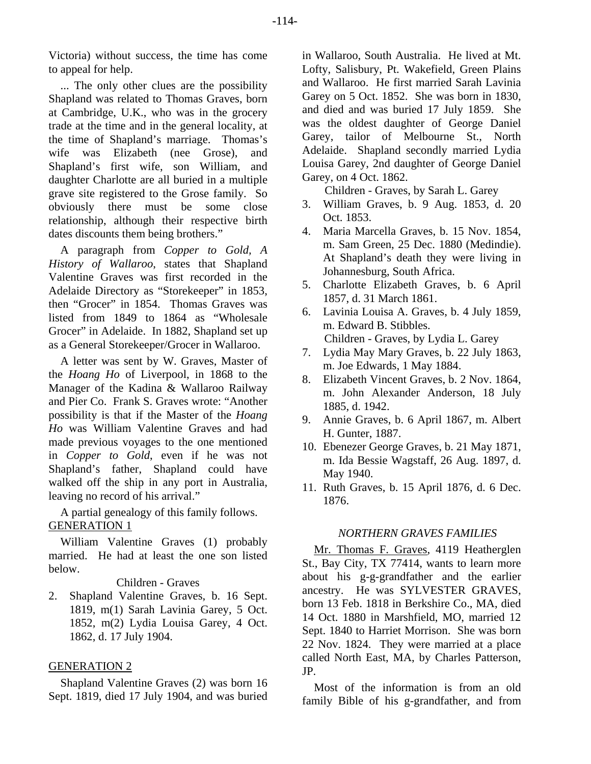Victoria) without success, the time has come to appeal for help.

... The only other clues are the possibility Shapland was related to Thomas Graves, born at Cambridge, U.K., who was in the grocery trade at the time and in the general locality, at the time of Shapland's marriage. Thomas's wife was Elizabeth (nee Grose), and Shapland's first wife, son William, and daughter Charlotte are all buried in a multiple grave site registered to the Grose family. So obviously there must be some close relationship, although their respective birth dates discounts them being brothers."

A paragraph from *Copper to Gold, A History of Wallaroo*, states that Shapland Valentine Graves was first recorded in the Adelaide Directory as "Storekeeper" in 1853, then "Grocer" in 1854. Thomas Graves was listed from 1849 to 1864 as "Wholesale Grocer" in Adelaide. In 1882, Shapland set up as a General Storekeeper/Grocer in Wallaroo.

A letter was sent by W. Graves, Master of the *Hoang Ho* of Liverpool, in 1868 to the Manager of the Kadina & Wallaroo Railway and Pier Co. Frank S. Graves wrote: "Another possibility is that if the Master of the *Hoang Ho* was William Valentine Graves and had made previous voyages to the one mentioned in *Copper to Gold*, even if he was not Shapland's father, Shapland could have walked off the ship in any port in Australia, leaving no record of his arrival."

A partial genealogy of this family follows.

GENERATION 1

William Valentine Graves (1) probably married. He had at least the one son listed below.

Children - Graves

2. Shapland Valentine Graves, b. 16 Sept. 1819, m(1) Sarah Lavinia Garey, 5 Oct. 1852, m(2) Lydia Louisa Garey, 4 Oct. 1862, d. 17 July 1904.

GENERATION 2

Shapland Valentine Graves (2) was born 16 Sept. 1819, died 17 July 1904, and was buried in Wallaroo, South Australia. He lived at Mt. Lofty, Salisbury, Pt. Wakefield, Green Plains and Wallaroo. He first married Sarah Lavinia Garey on 5 Oct. 1852. She was born in 1830, and died and was buried 17 July 1859. She was the oldest daughter of George Daniel Garey, tailor of Melbourne St., North Adelaide. Shapland secondly married Lydia Louisa Garey, 2nd daughter of George Daniel Garey, on 4 Oct. 1862.

Children - Graves, by Sarah L. Garey

3. William Graves, b. 9 Aug. 1853, d. 20 Oct. 1853.
4. Maria Marcella Graves, b. 15 Nov. 1854, m. Sam Green, 25 Dec. 1880 (Medindie). At Shapland's death they were living in Johannesburg, South Africa.
5. Charlotte Elizabeth Graves, b. 6 April 1857, d. 31 March 1861.
6. Lavinia Louisa A. Graves, b. 4 July 1859, m. Edward B. Stibbles.

Children - Graves, by Lydia L. Garey

7. Lydia May Mary Graves, b. 22 July 1863, m. Joe Edwards, 1 May 1884.
8. Elizabeth Vincent Graves, b. 2 Nov. 1864, m. John Alexander Anderson, 18 July 1885, d. 1942.
9. Annie Graves, b. 6 April 1867, m. Albert H. Gunter, 1887.
10. Ebenezer George Graves, b. 21 May 1871, m. Ida Bessie Wagstaff, 26 Aug. 1897, d. May 1940.
11. Ruth Graves, b. 15 April 1876, d. 6 Dec. 1876.

## *NORTHERN GRAVES FAMILIES*

Mr. Thomas F. Graves, 4119 Heatherglen St., Bay City, TX 77414, wants to learn more about his g-g-grandfather and the earlier ancestry. He was SYLVESTER GRAVES, born 13 Feb. 1818 in Berkshire Co., MA, died 14 Oct. 1880 in Marshfield, MO, married 12 Sept. 1840 to Harriet Morrison. She was born 22 Nov. 1824. They were married at a place called North East, MA, by Charles Patterson, JP.

Most of the information is from an old family Bible of his g-grandfather, and from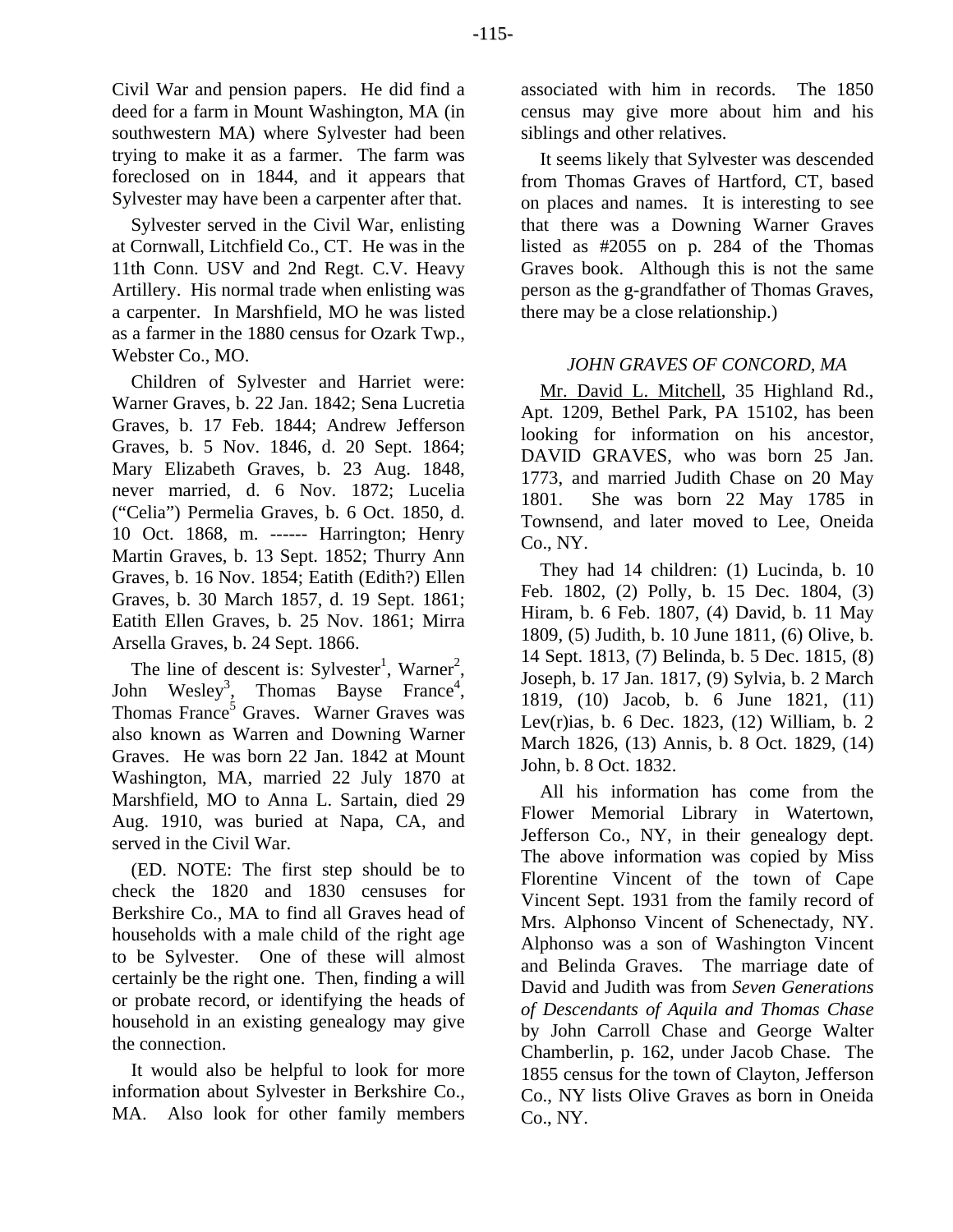Civil War and pension papers. He did find a deed for a farm in Mount Washington, MA (in southwestern MA) where Sylvester had been trying to make it as a farmer. The farm was foreclosed on in 1844, and it appears that Sylvester may have been a carpenter after that.

Sylvester served in the Civil War, enlisting at Cornwall, Litchfield Co., CT. He was in the 11th Conn. USV and 2nd Regt. C.V. Heavy Artillery. His normal trade when enlisting was a carpenter. In Marshfield, MO he was listed as a farmer in the 1880 census for Ozark Twp., Webster Co., MO.

Children of Sylvester and Harriet were: Warner Graves, b. 22 Jan. 1842; Sena Lucretia Graves, b. 17 Feb. 1844; Andrew Jefferson Graves, b. 5 Nov. 1846, d. 20 Sept. 1864; Mary Elizabeth Graves, b. 23 Aug. 1848, never married, d. 6 Nov. 1872; Lucelia ("Celia") Permelia Graves, b. 6 Oct. 1850, d. 10 Oct. 1868, m. ------ Harrington; Henry Martin Graves, b. 13 Sept. 1852; Thurry Ann Graves, b. 16 Nov. 1854; Eatith (Edith?) Ellen Graves, b. 30 March 1857, d. 19 Sept. 1861; Eatith Ellen Graves, b. 25 Nov. 1861; Mirra Arsella Graves, b. 24 Sept. 1866.

The line of descent is: Sylvester[1], Warner[2], John Wesley[3], Thomas Bayse France[4], Thomas France[5] Graves. Warner Graves was also known as Warren and Downing Warner Graves. He was born 22 Jan. 1842 at Mount Washington, MA, married 22 July 1870 at Marshfield, MO to Anna L. Sartain, died 29 Aug. 1910, was buried at Napa, CA, and served in the Civil War.

(ED. NOTE: The first step should be to check the 1820 and 1830 censuses for Berkshire Co., MA to find all Graves head of households with a male child of the right age to be Sylvester. One of these will almost certainly be the right one. Then, finding a will or probate record, or identifying the heads of household in an existing genealogy may give the connection.

It would also be helpful to look for more information about Sylvester in Berkshire Co., MA. Also look for other family members associated with him in records. The 1850 census may give more about him and his siblings and other relatives.

It seems likely that Sylvester was descended from Thomas Graves of Hartford, CT, based on places and names. It is interesting to see that there was a Downing Warner Graves listed as #2055 on p. 284 of the Thomas Graves book. Although this is not the same person as the g-grandfather of Thomas Graves, there may be a close relationship.)

### *JOHN GRAVES OF CONCORD, MA*

Mr. David L. Mitchell, 35 Highland Rd., Apt. 1209, Bethel Park, PA 15102, has been looking for information on his ancestor, DAVID GRAVES, who was born 25 Jan. 1773, and married Judith Chase on 20 May 1801. She was born 22 May 1785 in Townsend, and later moved to Lee, Oneida Co., NY.

They had 14 children: (1) Lucinda, b. 10 Feb. 1802, (2) Polly, b. 15 Dec. 1804, (3) Hiram, b. 6 Feb. 1807, (4) David, b. 11 May 1809, (5) Judith, b. 10 June 1811, (6) Olive, b. 14 Sept. 1813, (7) Belinda, b. 5 Dec. 1815, (8) Joseph, b. 17 Jan. 1817, (9) Sylvia, b. 2 March 1819, (10) Jacob, b. 6 June 1821, (11) Lev(r)ias, b. 6 Dec. 1823, (12) William, b. 2 March 1826, (13) Annis, b. 8 Oct. 1829, (14) John, b. 8 Oct. 1832.

All his information has come from the Flower Memorial Library in Watertown, Jefferson Co., NY, in their genealogy dept. The above information was copied by Miss Florentine Vincent of the town of Cape Vincent Sept. 1931 from the family record of Mrs. Alphonso Vincent of Schenectady, NY. Alphonso was a son of Washington Vincent and Belinda Graves. The marriage date of David and Judith was from *Seven Generations of Descendants of Aquila and Thomas Chase* by John Carroll Chase and George Walter Chamberlin, p. 162, under Jacob Chase. The 1855 census for the town of Clayton, Jefferson Co., NY lists Olive Graves as born in Oneida Co., NY.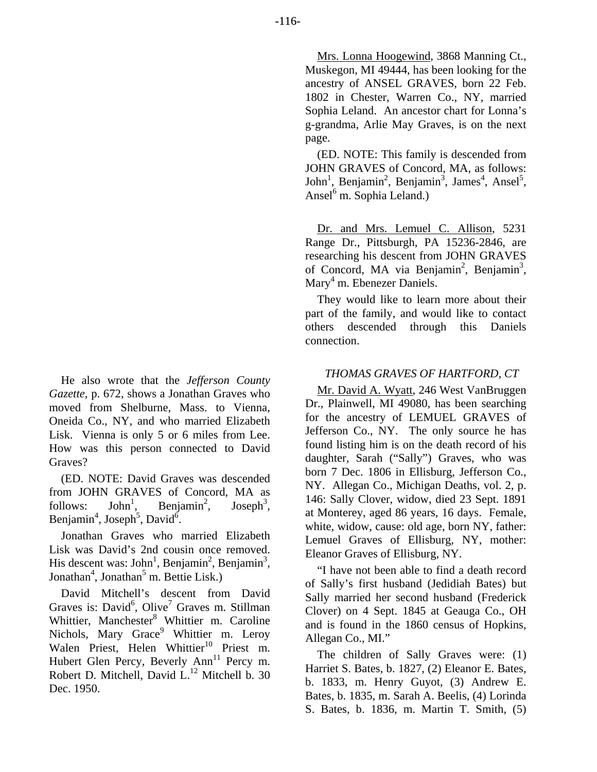He also wrote that the *Jefferson County Gazette*, p. 672, shows a Jonathan Graves who moved from Shelburne, Mass. to Vienna, Oneida Co., NY, and who married Elizabeth Lisk. Vienna is only 5 or 6 miles from Lee. How was this person connected to David Graves?

(ED. NOTE: David Graves was descended from JOHN GRAVES of Concord, MA as follows: John[1], Benjamin[2], Joseph[3], Benjamin[4], Joseph[5], David[6].

Jonathan Graves who married Elizabeth Lisk was David's 2nd cousin once removed. His descent was: John[1], Benjamin[2], Benjamin[3], Jonathan[4], Jonathan[5] m. Bettie Lisk.)

David Mitchell's descent from David Graves is: David[6], Olive[7] Graves m. Stillman Whittier, Manchester[8] Whittier m. Caroline Nichols, Mary Grace[9] Whittier m. Leroy Walen Priest, Helen Whittier[10] Priest m. Hubert Glen Percy, Beverly Ann[11] Percy m. Robert D. Mitchell, David L.[12] Mitchell b. 30 Dec. 1950.

Mrs. Lonna Hoogewind, 3868 Manning Ct., Muskegon, MI 49444, has been looking for the ancestry of ANSEL GRAVES, born 22 Feb. 1802 in Chester, Warren Co., NY, married Sophia Leland. An ancestor chart for Lonna's g-grandma, Arlie May Graves, is on the next page.

(ED. NOTE: This family is descended from JOHN GRAVES of Concord, MA, as follows: John[1], Benjamin[2], Benjamin[3], James[4], Ansel[5], Ansel[6] m. Sophia Leland.)

Dr. and Mrs. Lemuel C. Allison, 5231 Range Dr., Pittsburgh, PA 15236-2846, are researching his descent from JOHN GRAVES of Concord, MA via Benjamin[2], Benjamin[3], Mary[4] m. Ebenezer Daniels.

They would like to learn more about their part of the family, and would like to contact others descended through this Daniels connection.

*THOMAS GRAVES OF HARTFORD, CT*

Mr. David A. Wyatt, 246 West VanBruggen Dr., Plainwell, MI 49080, has been searching for the ancestry of LEMUEL GRAVES of Jefferson Co., NY. The only source he has found listing him is on the death record of his daughter, Sarah ("Sally") Graves, who was born 7 Dec. 1806 in Ellisburg, Jefferson Co., NY. Allegan Co., Michigan Deaths, vol. 2, p. 146: Sally Clover, widow, died 23 Sept. 1891 at Monterey, aged 86 years, 16 days. Female, white, widow, cause: old age, born NY, father: Lemuel Graves of Ellisburg, NY, mother: Eleanor Graves of Ellisburg, NY.

"I have not been able to find a death record of Sally's first husband (Jedidiah Bates) but Sally married her second husband (Frederick Clover) on 4 Sept. 1845 at Geauga Co., OH and is found in the 1860 census of Hopkins, Allegan Co., MI."

The children of Sally Graves were: (1) Harriet S. Bates, b. 1827, (2) Eleanor E. Bates, b. 1833, m. Henry Guyot, (3) Andrew E. Bates, b. 1835, m. Sarah A. Beelis, (4) Lorinda S. Bates, b. 1836, m. Martin T. Smith, (5)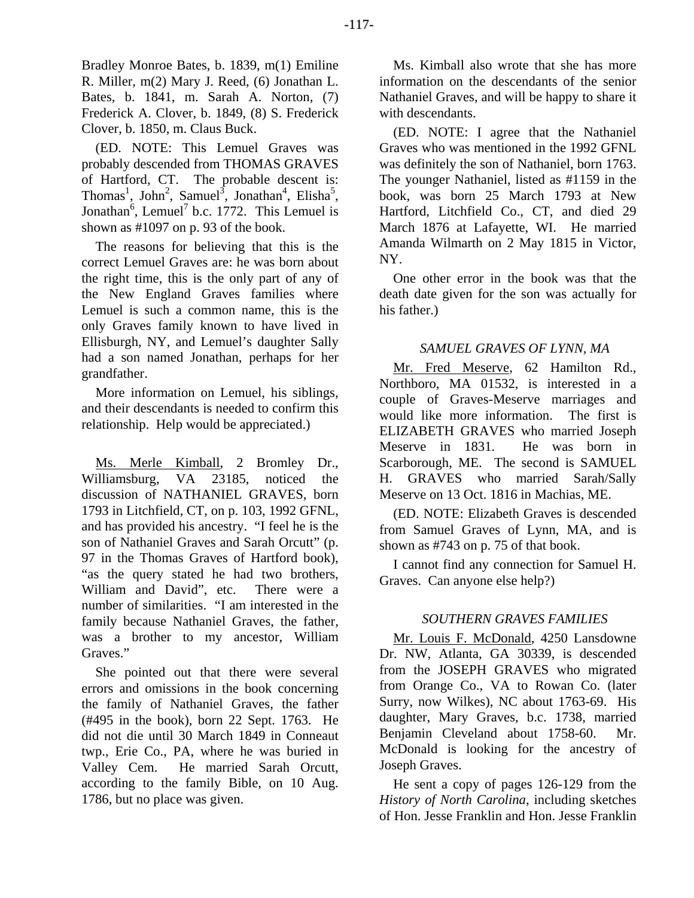Bradley Monroe Bates, b. 1839, m(1) Emiline R. Miller, m(2) Mary J. Reed, (6) Jonathan L. Bates, b. 1841, m. Sarah A. Norton, (7) Frederick A. Clover, b. 1849, (8) S. Frederick Clover, b. 1850, m. Claus Buck.

(ED. NOTE: This Lemuel Graves was probably descended from THOMAS GRAVES of Hartford, CT. The probable descent is: Thomas[1], John[2], Samuel[3], Jonathan[4], Elisha[5], Jonathan[6], Lemuel[7] b.c. 1772. This Lemuel is shown as #1097 on p. 93 of the book.

The reasons for believing that this is the correct Lemuel Graves are: he was born about the right time, this is the only part of any of the New England Graves families where Lemuel is such a common name, this is the only Graves family known to have lived in Ellisburgh, NY, and Lemuel's daughter Sally had a son named Jonathan, perhaps for her grandfather.

More information on Lemuel, his siblings, and their descendants is needed to confirm this relationship. Help would be appreciated.)

Ms. Merle Kimball, 2 Bromley Dr., Williamsburg, VA 23185, noticed the discussion of NATHANIEL GRAVES, born 1793 in Litchfield, CT, on p. 103, 1992 GFNL, and has provided his ancestry. "I feel he is the son of Nathaniel Graves and Sarah Orcutt" (p. 97 in the Thomas Graves of Hartford book), "as the query stated he had two brothers, William and David", etc. There were a number of similarities. "I am interested in the family because Nathaniel Graves, the father, was a brother to my ancestor, William Graves."

She pointed out that there were several errors and omissions in the book concerning the family of Nathaniel Graves, the father (#495 in the book), born 22 Sept. 1763. He did not die until 30 March 1849 in Conneaut twp., Erie Co., PA, where he was buried in Valley Cem. He married Sarah Orcutt, according to the family Bible, on 10 Aug. 1786, but no place was given.

Ms. Kimball also wrote that she has more information on the descendants of the senior Nathaniel Graves, and will be happy to share it with descendants.

(ED. NOTE: I agree that the Nathaniel Graves who was mentioned in the 1992 GFNL was definitely the son of Nathaniel, born 1763. The younger Nathaniel, listed as #1159 in the book, was born 25 March 1793 at New Hartford, Litchfield Co., CT, and died 29 March 1876 at Lafayette, WI. He married Amanda Wilmarth on 2 May 1815 in Victor, NY.

One other error in the book was that the death date given for the son was actually for his father.)

### *SAMUEL GRAVES OF LYNN, MA*

Mr. Fred Meserve, 62 Hamilton Rd., Northboro, MA 01532, is interested in a couple of Graves-Meserve marriages and would like more information. The first is ELIZABETH GRAVES who married Joseph Meserve in 1831. He was born in Scarborough, ME. The second is SAMUEL H. GRAVES who married Sarah/Sally Meserve on 13 Oct. 1816 in Machias, ME.

(ED. NOTE: Elizabeth Graves is descended from Samuel Graves of Lynn, MA, and is shown as #743 on p. 75 of that book.

I cannot find any connection for Samuel H. Graves. Can anyone else help?)

### *SOUTHERN GRAVES FAMILIES*

Mr. Louis F. McDonald, 4250 Lansdowne Dr. NW, Atlanta, GA 30339, is descended from the JOSEPH GRAVES who migrated from Orange Co., VA to Rowan Co. (later Surry, now Wilkes), NC about 1763-69. His daughter, Mary Graves, b.c. 1738, married Benjamin Cleveland about 1758-60. Mr. McDonald is looking for the ancestry of Joseph Graves.

He sent a copy of pages 126-129 from the *History of North Carolina*, including sketches of Hon. Jesse Franklin and Hon. Jesse Franklin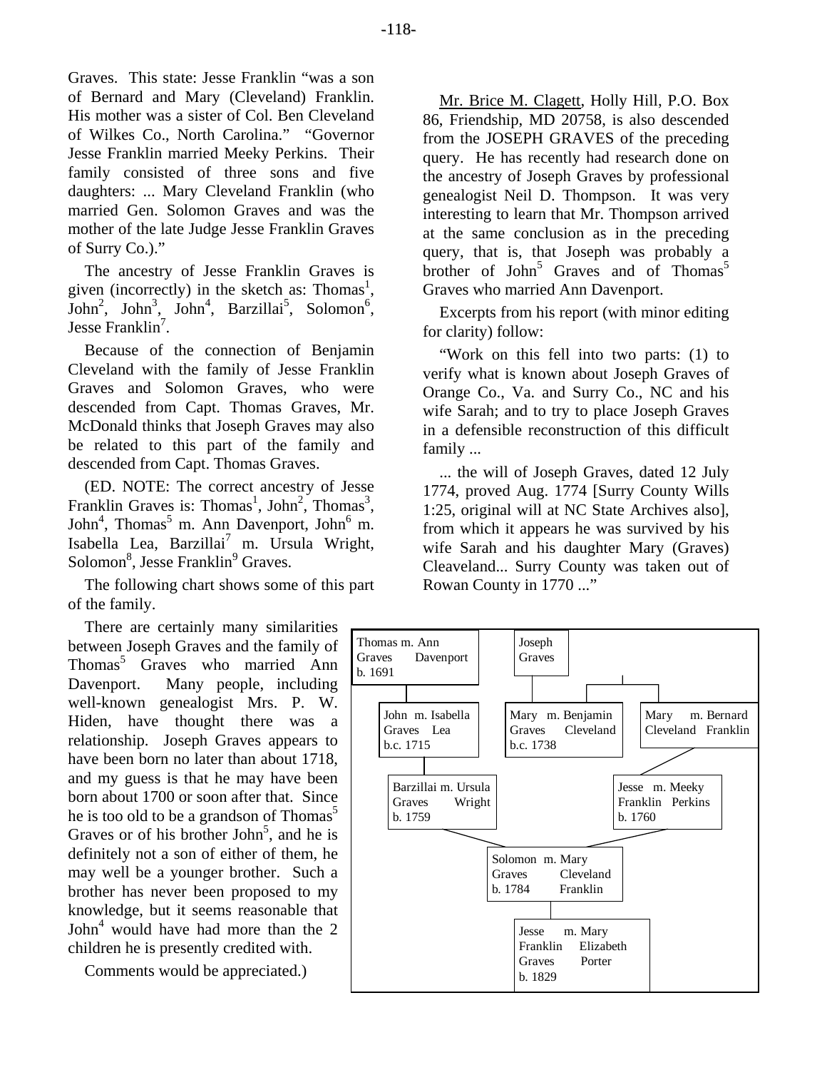Graves. This state: Jesse Franklin "was a son of Bernard and Mary (Cleveland) Franklin. His mother was a sister of Col. Ben Cleveland of Wilkes Co., North Carolina." "Governor Jesse Franklin married Meeky Perkins. Their family consisted of three sons and five daughters: ... Mary Cleveland Franklin (who married Gen. Solomon Graves and was the mother of the late Judge Jesse Franklin Graves of Surry Co.)."

The ancestry of Jesse Franklin Graves is given (incorrectly) in the sketch as: Thomas$^1$, John$^2$, John$^3$, John$^4$, Barzillai$^5$, Solomon$^6$, Jesse Franklin$^7$.

Because of the connection of Benjamin Cleveland with the family of Jesse Franklin Graves and Solomon Graves, who were descended from Capt. Thomas Graves, Mr. McDonald thinks that Joseph Graves may also be related to this part of the family and descended from Capt. Thomas Graves.

(ED. NOTE: The correct ancestry of Jesse Franklin Graves is: Thomas$^1$, John$^2$, Thomas$^3$, John$^4$, Thomas$^5$ m. Ann Davenport, John$^6$ m. Isabella Lea, Barzillai$^7$ m. Ursula Wright, Solomon$^8$, Jesse Franklin$^9$ Graves.

The following chart shows some of this part of the family.

There are certainly many similarities between Joseph Graves and the family of Thomas$^5$ Graves who married Ann Davenport. Many people, including well-known genealogist Mrs. P. W. Hiden, have thought there was a relationship. Joseph Graves appears to have been born no later than about 1718, and my guess is that he may have been born about 1700 or soon after that. Since he is too old to be a grandson of Thomas$^5$ Graves or of his brother John$^5$, and he is definitely not a son of either of them, he may well be a younger brother. Such a brother has never been proposed to my knowledge, but it seems reasonable that John$^4$ would have had more than the 2 children he is presently credited with.

Comments would be appreciated.)

Mr. Brice M. Clagett, Holly Hill, P.O. Box 86, Friendship, MD 20758, is also descended from the JOSEPH GRAVES of the preceding query. He has recently had research done on the ancestry of Joseph Graves by professional genealogist Neil D. Thompson. It was very interesting to learn that Mr. Thompson arrived at the same conclusion as in the preceding query, that is, that Joseph was probably a brother of John$^5$ Graves and of Thomas$^5$ Graves who married Ann Davenport.

Excerpts from his report (with minor editing for clarity) follow:

"Work on this fell into two parts: (1) to verify what is known about Joseph Graves of Orange Co., Va. and Surry Co., NC and his wife Sarah; and to try to place Joseph Graves in a defensible reconstruction of this difficult family ...

... the will of Joseph Graves, dated 12 July 1774, proved Aug. 1774 [Surry County Wills 1:25, original will at NC State Archives also], from which it appears he was survived by his wife Sarah and his daughter Mary (Graves) Cleaveland... Surry County was taken out of Rowan County in 1770 ..."

```
Thomas Graves m. Ann Davenport          Joseph Graves
b. 1691                                      |
   |                                   ------+------
   |                                   |           |
John Graves m. Isabella Lea     Mary Graves m. Benjamin    Mary Cleveland m. Bernard Franklin
b.c. 1715                       Cleveland                        |
   |                            b.c. 1738                        |
Barzillai Graves m. Ursula Wright                   Jesse Franklin m. Meeky Perkins
b. 1759                                             b. 1760
            \                                        /
             Solomon Graves m. Mary Cleveland Franklin
             b. 1784
                        |
             Jesse Franklin Graves m. Mary Elizabeth Porter
             b. 1829
```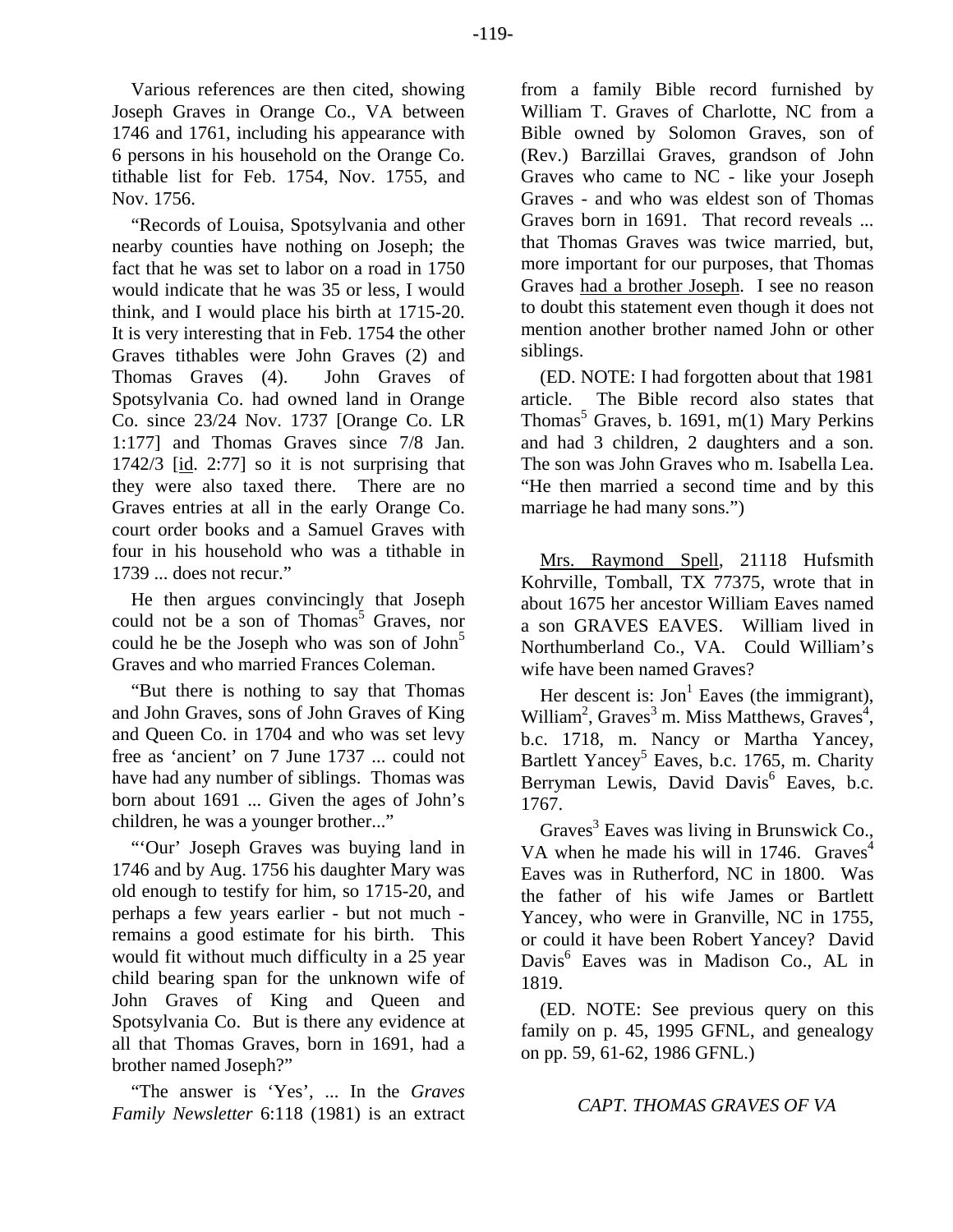Various references are then cited, showing Joseph Graves in Orange Co., VA between 1746 and 1761, including his appearance with 6 persons in his household on the Orange Co. tithable list for Feb. 1754, Nov. 1755, and Nov. 1756.

"Records of Louisa, Spotsylvania and other nearby counties have nothing on Joseph; the fact that he was set to labor on a road in 1750 would indicate that he was 35 or less, I would think, and I would place his birth at 1715-20. It is very interesting that in Feb. 1754 the other Graves tithables were John Graves (2) and Thomas Graves (4). John Graves of Spotsylvania Co. had owned land in Orange Co. since 23/24 Nov. 1737 [Orange Co. LR 1:177] and Thomas Graves since 7/8 Jan. 1742/3 [id. 2:77] so it is not surprising that they were also taxed there. There are no Graves entries at all in the early Orange Co. court order books and a Samuel Graves with four in his household who was a tithable in 1739 ... does not recur."

He then argues convincingly that Joseph could not be a son of Thomas[5] Graves, nor could he be the Joseph who was son of John[5] Graves and who married Frances Coleman.

"But there is nothing to say that Thomas and John Graves, sons of John Graves of King and Queen Co. in 1704 and who was set levy free as 'ancient' on 7 June 1737 ... could not have had any number of siblings. Thomas was born about 1691 ... Given the ages of John's children, he was a younger brother..."

"'Our' Joseph Graves was buying land in 1746 and by Aug. 1756 his daughter Mary was old enough to testify for him, so 1715-20, and perhaps a few years earlier - but not much - remains a good estimate for his birth. This would fit without much difficulty in a 25 year child bearing span for the unknown wife of John Graves of King and Queen and Spotsylvania Co. But is there any evidence at all that Thomas Graves, born in 1691, had a brother named Joseph?"

"The answer is 'Yes', ... In the *Graves Family Newsletter* 6:118 (1981) is an extract from a family Bible record furnished by William T. Graves of Charlotte, NC from a Bible owned by Solomon Graves, son of (Rev.) Barzillai Graves, grandson of John Graves who came to NC - like your Joseph Graves - and who was eldest son of Thomas Graves born in 1691. That record reveals ... that Thomas Graves was twice married, but, more important for our purposes, that Thomas Graves <u>had a brother Joseph</u>. I see no reason to doubt this statement even though it does not mention another brother named John or other siblings.

(ED. NOTE: I had forgotten about that 1981 article. The Bible record also states that Thomas[5] Graves, b. 1691, m(1) Mary Perkins and had 3 children, 2 daughters and a son. The son was John Graves who m. Isabella Lea. "He then married a second time and by this marriage he had many sons.")

<u>Mrs. Raymond Spell</u>, 21118 Hufsmith Kohrville, Tomball, TX 77375, wrote that in about 1675 her ancestor William Eaves named a son GRAVES EAVES. William lived in Northumberland Co., VA. Could William's wife have been named Graves?

Her descent is: Jon[1] Eaves (the immigrant), William[2], Graves[3] m. Miss Matthews, Graves[4], b.c. 1718, m. Nancy or Martha Yancey, Bartlett Yancey[5] Eaves, b.c. 1765, m. Charity Berryman Lewis, David Davis[6] Eaves, b.c. 1767.

Graves[3] Eaves was living in Brunswick Co., VA when he made his will in 1746. Graves[4] Eaves was in Rutherford, NC in 1800. Was the father of his wife James or Bartlett Yancey, who were in Granville, NC in 1755, or could it have been Robert Yancey? David Davis[6] Eaves was in Madison Co., AL in 1819.

(ED. NOTE: See previous query on this family on p. 45, 1995 GFNL, and genealogy on pp. 59, 61-62, 1986 GFNL.)

## *CAPT. THOMAS GRAVES OF VA*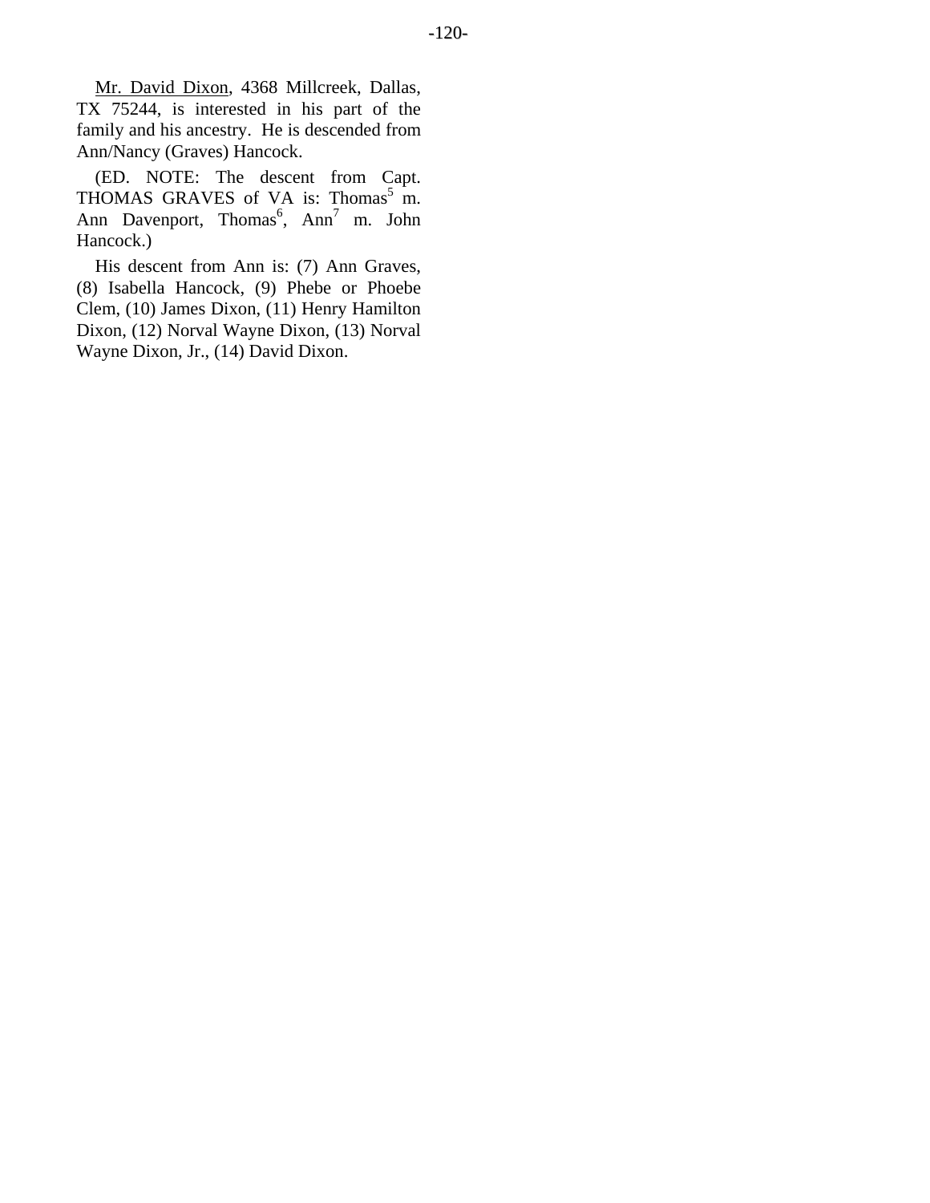Mr. David Dixon, 4368 Millcreek, Dallas, TX 75244, is interested in his part of the family and his ancestry. He is descended from Ann/Nancy (Graves) Hancock.

(ED. NOTE: The descent from Capt. THOMAS GRAVES of VA is: Thomas[5] m. Ann Davenport, Thomas[6], Ann[7] m. John Hancock.)

His descent from Ann is: (7) Ann Graves, (8) Isabella Hancock, (9) Phebe or Phoebe Clem, (10) James Dixon, (11) Henry Hamilton Dixon, (12) Norval Wayne Dixon, (13) Norval Wayne Dixon, Jr., (14) David Dixon.